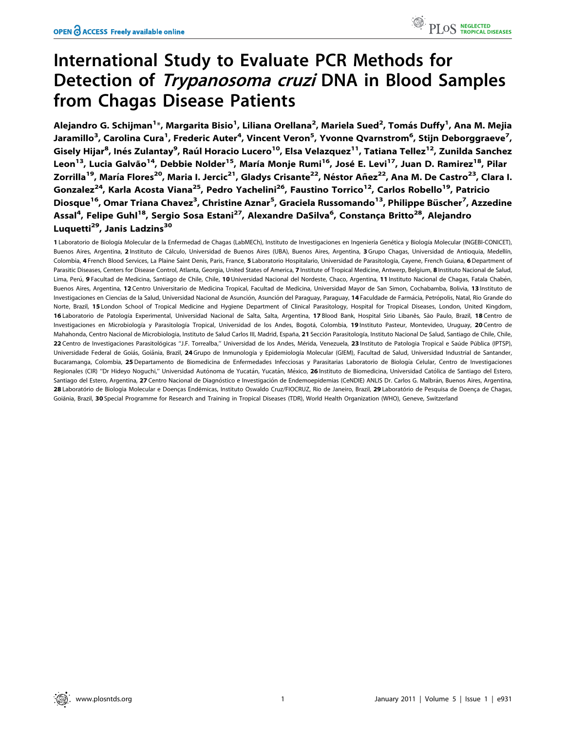# International Study to Evaluate PCR Methods for Detection of *Trypanosoma cruzi* DNA in Blood Samples from Chagas Disease Patients

**Alejandro G. Schijman[1]\*, Margarita Bisio[1], Liliana Orellana[2], Mariela Sued[2], Tomás Duffy[1], Ana M. Mejia Jaramillo[3], Carolina Cura[1], Frederic Auter[4], Vincent Veron[5], Yvonne Qvarnstrom[6], Stijn Deborggraeve[7], Gisely Hijar[8], Inés Zulantay[9], Raúl Horacio Lucero[10], Elsa Velazquez[11], Tatiana Tellez[12], Zunilda Sanchez Leon[13], Lucia Galvão[14], Debbie Nolder[15], María Monje Rumi[16], José E. Levi[17], Juan D. Ramirez[18], Pilar Zorrilla[19], María Flores[20], Maria I. Jercic[21], Gladys Crisante[22], Néstor Añez[22], Ana M. De Castro[23], Clara I. Gonzalez[24], Karla Acosta Viana[25], Pedro Yachelini[26], Faustino Torrico[12], Carlos Robello[19], Patricio Diosque[16], Omar Triana Chavez[3], Christine Aznar[5], Graciela Russomando[13], Philippe Büscher[7], Azzedine Assal[4], Felipe Guhl[18], Sergio Sosa Estani[27], Alexandre DaSilva[6], Constança Britto[28], Alejandro Luquetti[29], Janis Ladzins[30]**

**1** Laboratorio de Biología Molecular de la Enfermedad de Chagas (LabMECh), Instituto de Investigaciones en Ingeniería Genética y Biología Molecular (INGEBI-CONICET), Buenos Aires, Argentina, **2** Instituto de Cálculo, Universidad de Buenos Aires (UBA), Buenos Aires, Argentina, **3** Grupo Chagas, Universidad de Antioquia, Medellín, Colombia, **4** French Blood Services, La Plaine Saint Denis, Paris, France, **5** Laboratorio Hospitalario, Universidad de Parasitología, Cayene, French Guiana, **6** Department of Parasitic Diseases, Centers for Disease Control, Atlanta, Georgia, United States of America, **7** Institute of Tropical Medicine, Antwerp, Belgium, **8** Instituto Nacional de Salud, Lima, Perú, **9** Facultad de Medicina, Santiago de Chile, Chile, **10** Universidad Nacional del Nordeste, Chaco, Argentina, **11** Instituto Nacional de Chagas, Fatala Chabén, Buenos Aires, Argentina, **12** Centro Universitario de Medicina Tropical, Facultad de Medicina, Universidad Mayor de San Simon, Cochabamba, Bolivia, **13** Instituto de Investigaciones en Ciencias de la Salud, Universidad Nacional de Asunción, Asunción del Paraguay, Paraguay, **14** Faculdade de Farmácia, Petrópolis, Natal, Rio Grande do Norte, Brazil, **15** London School of Tropical Medicine and Hygiene Department of Clinical Parasitology, Hospital for Tropical Diseases, London, United Kingdom, **16** Laboratorio de Patología Experimental, Universidad Nacional de Salta, Salta, Argentina, **17** Blood Bank, Hospital Sirio Libanês, São Paulo, Brazil, **18** Centro de Investigaciones en Microbiología y Parasitología Tropical, Universidad de los Andes, Bogotá, Colombia, **19** Instituto Pasteur, Montevideo, Uruguay, **20** Centro de Mahahonda, Centro Nacional de Microbiologia, Instituto de Salud Carlos III, Madrid, España, **21** Sección Parasitología, Instituto Nacional De Salud, Santiago de Chile, Chile, **22** Centro de Investigaciones Parasitológicas "J.F. Torrealba," Universidad de los Andes, Mérida, Venezuela, **23** Instituto de Patologia Tropical e Saúde Pública (IPTSP), Universidade Federal de Goiás, Goiânia, Brazil, **24** Grupo de Inmunología y Epidemiología Molecular (GIEM), Facultad de Salud, Universidad Industrial de Santander, Bucaramanga, Colombia, **25** Departamento de Biomedicina de Enfermedades Infecciosas y Parasitarias Laboratorio de Biología Celular, Centro de Investigaciones Regionales (CIR) "Dr Hideyo Noguchi," Universidad Autónoma de Yucatán, Yucatán, México, **26** Instituto de Biomedicina, Universidad Católica de Santiago del Estero, Santiago del Estero, Argentina, **27** Centro Nacional de Diagnóstico e Investigación de Endemoepidemias (CeNDIE) ANLIS Dr. Carlos G. Malbrán, Buenos Aires, Argentina, **28** Laboratório de Biologia Molecular e Doenças Endêmicas, Instituto Oswaldo Cruz/FIOCRUZ, Rio de Janeiro, Brazil, **29** Laboratório de Pesquisa de Doença de Chagas, Goiânia, Brazil, **30** Special Programme for Research and Training in Tropical Diseases (TDR), World Health Organization (WHO), Geneve, Switzerland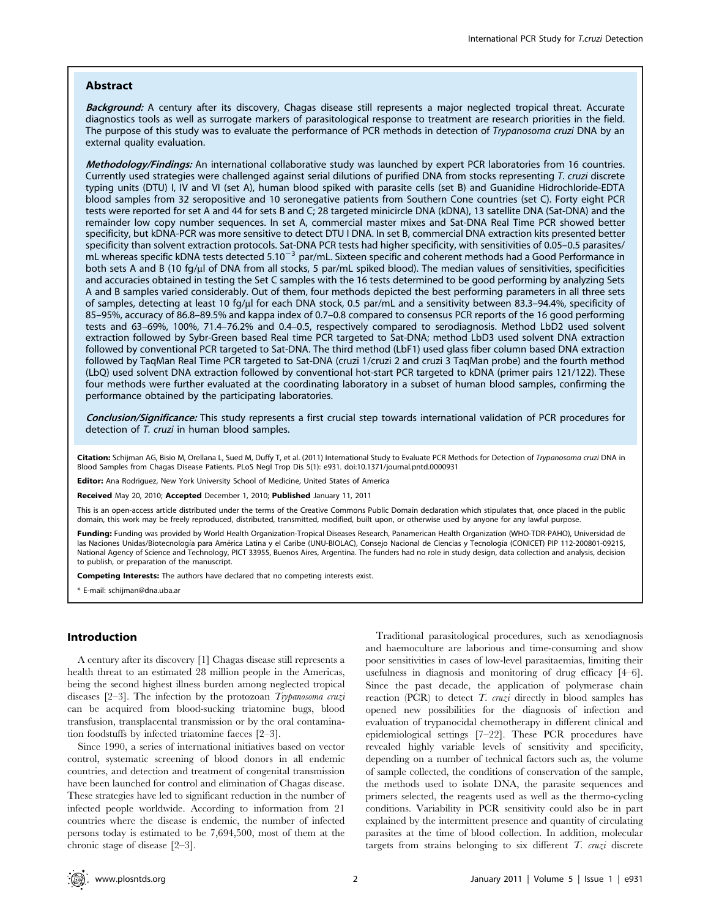## Abstract

***Background:*** A century after its discovery, Chagas disease still represents a major neglected tropical threat. Accurate diagnostics tools as well as surrogate markers of parasitological response to treatment are research priorities in the field. The purpose of this study was to evaluate the performance of PCR methods in detection of *Trypanosoma cruzi* DNA by an external quality evaluation.

***Methodology/Findings:*** An international collaborative study was launched by expert PCR laboratories from 16 countries. Currently used strategies were challenged against serial dilutions of purified DNA from stocks representing *T. cruzi* discrete typing units (DTU) I, IV and VI (set A), human blood spiked with parasite cells (set B) and Guanidine Hidrochloride-EDTA blood samples from 32 seropositive and 10 seronegative patients from Southern Cone countries (set C). Forty eight PCR tests were reported for set A and 44 for sets B and C; 28 targeted minicircle DNA (kDNA), 13 satellite DNA (Sat-DNA) and the remainder low copy number sequences. In set A, commercial master mixes and Sat-DNA Real Time PCR showed better specificity, but kDNA-PCR was more sensitive to detect DTU I DNA. In set B, commercial DNA extraction kits presented better specificity than solvent extraction protocols. Sat-DNA PCR tests had higher specificity, with sensitivities of 0.05–0.5 parasites/mL whereas specific kDNA tests detected $5.10^{-3}$ par/mL. Sixteen specific and coherent methods had a Good Performance in both sets A and B (10 fg/µl of DNA from all stocks, 5 par/mL spiked blood). The median values of sensitivities, specificities and accuracies obtained in testing the Set C samples with the 16 tests determined to be good performing by analyzing Sets A and B samples varied considerably. Out of them, four methods depicted the best performing parameters in all three sets of samples, detecting at least 10 fg/µl for each DNA stock, 0.5 par/mL and a sensitivity between 83.3–94.4%, specificity of 85–95%, accuracy of 86.8–89.5% and kappa index of 0.7–0.8 compared to consensus PCR reports of the 16 good performing tests and 63–69%, 100%, 71.4–76.2% and 0.4–0.5, respectively compared to serodiagnosis. Method LbD2 used solvent extraction followed by Sybr-Green based Real time PCR targeted to Sat-DNA; method LbD3 used solvent DNA extraction followed by conventional PCR targeted to Sat-DNA. The third method (LbF1) used glass fiber column based DNA extraction followed by TaqMan Real Time PCR targeted to Sat-DNA (cruzi 1/cruzi 2 and cruzi 3 TaqMan probe) and the fourth method (LbQ) used solvent DNA extraction followed by conventional hot-start PCR targeted to kDNA (primer pairs 121/122). These four methods were further evaluated at the coordinating laboratory in a subset of human blood samples, confirming the performance obtained by the participating laboratories.

***Conclusion/Significance:*** This study represents a first crucial step towards international validation of PCR procedures for detection of *T. cruzi* in human blood samples.

**Citation:** Schijman AG, Bisio M, Orellana L, Sued M, Duffy T, et al. (2011) International Study to Evaluate PCR Methods for Detection of *Trypanosoma cruzi* DNA in Blood Samples from Chagas Disease Patients. PLoS Negl Trop Dis 5(1): e931. doi:10.1371/journal.pntd.0000931

**Editor:** Ana Rodriguez, New York University School of Medicine, United States of America

**Received** May 20, 2010; **Accepted** December 1, 2010; **Published** January 11, 2011

This is an open-access article distributed under the terms of the Creative Commons Public Domain declaration which stipulates that, once placed in the public domain, this work may be freely reproduced, distributed, transmitted, modified, built upon, or otherwise used by anyone for any lawful purpose.

**Funding:** Funding was provided by World Health Organization-Tropical Diseases Research, Panamerican Health Organization (WHO-TDR-PAHO), Universidad de las Naciones Unidas/Biotecnología para América Latina y el Caribe (UNU-BIOLAC), Consejo Nacional de Ciencias y Tecnología (CONICET) PIP 112-200801-09215, National Agency of Science and Technology, PICT 33955, Buenos Aires, Argentina. The funders had no role in study design, data collection and analysis, decision to publish, or preparation of the manuscript.

**Competing Interests:** The authors have declared that no competing interests exist.

\* E-mail: schijman@dna.uba.ar

## Introduction

A century after its discovery [1] Chagas disease still represents a health threat to an estimated 28 million people in the Americas, being the second highest illness burden among neglected tropical diseases [2–3]. The infection by the protozoan *Trypanosoma cruzi* can be acquired from blood-sucking triatomine bugs, blood transfusion, transplacental transmission or by the oral contamination foodstuffs by infected triatomine faeces [2–3].

Since 1990, a series of international initiatives based on vector control, systematic screening of blood donors in all endemic countries, and detection and treatment of congenital transmission have been launched for control and elimination of Chagas disease. These strategies have led to significant reduction in the number of infected people worldwide. According to information from 21 countries where the disease is endemic, the number of infected persons today is estimated to be 7,694,500, most of them at the chronic stage of disease [2–3].

Traditional parasitological procedures, such as xenodiagnosis and haemoculture are laborious and time-consuming and show poor sensitivities in cases of low-level parasitaemias, limiting their usefulness in diagnosis and monitoring of drug efficacy [4–6]. Since the past decade, the application of polymerase chain reaction (PCR) to detect *T. cruzi* directly in blood samples has opened new possibilities for the diagnosis of infection and evaluation of trypanocidal chemotherapy in different clinical and epidemiological settings [7–22]. These PCR procedures have revealed highly variable levels of sensitivity and specificity, depending on a number of technical factors such as, the volume of sample collected, the conditions of conservation of the sample, the methods used to isolate DNA, the parasite sequences and primers selected, the reagents used as well as the thermo-cycling conditions. Variability in PCR sensitivity could also be in part explained by the intermittent presence and quantity of circulating parasites at the time of blood collection. In addition, molecular targets from strains belonging to six different *T. cruzi* discrete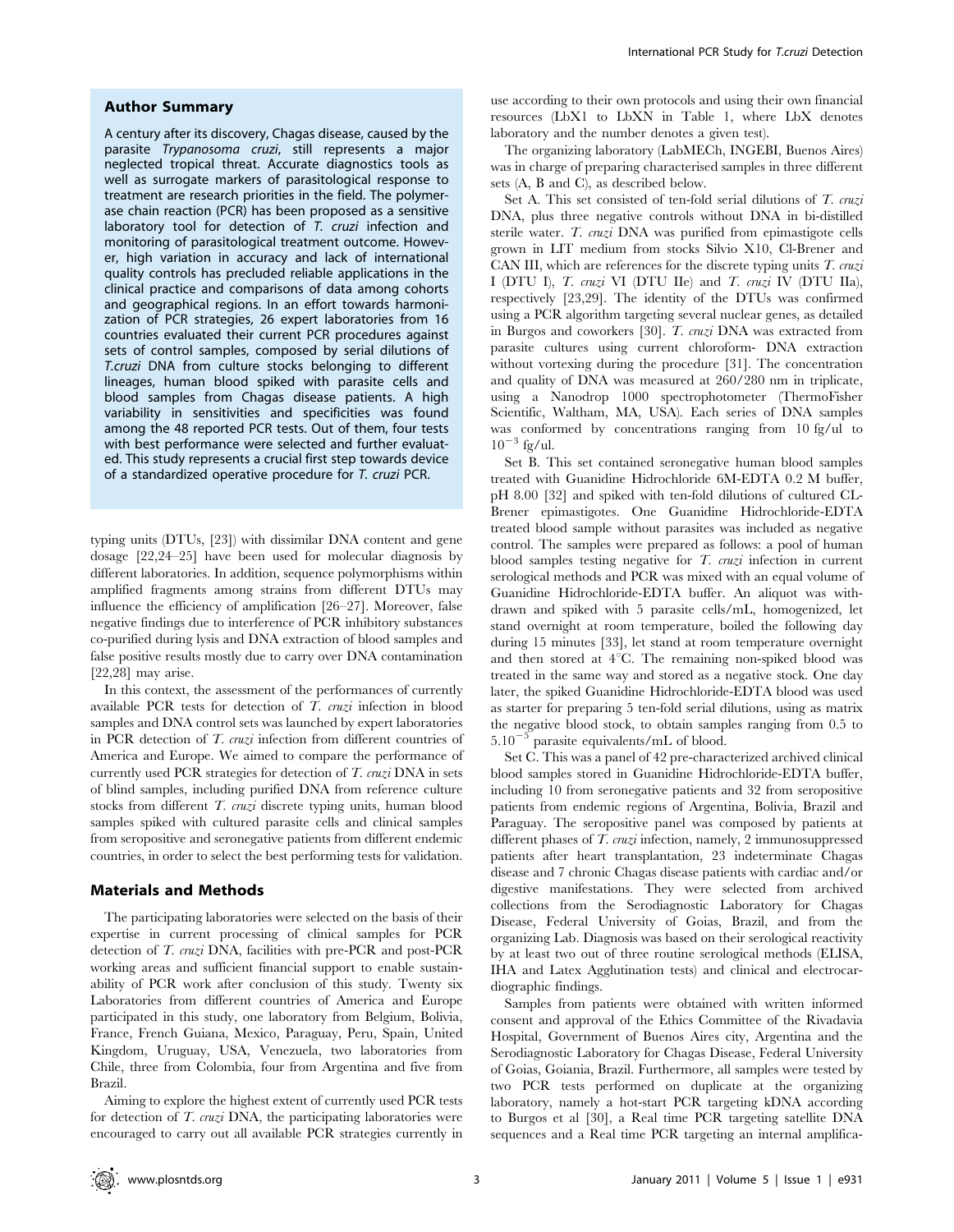## Author Summary

A century after its discovery, Chagas disease, caused by the parasite *Trypanosoma cruzi*, still represents a major neglected tropical threat. Accurate diagnostics tools as well as surrogate markers of parasitological response to treatment are research priorities in the field. The polymerase chain reaction (PCR) has been proposed as a sensitive laboratory tool for detection of *T. cruzi* infection and monitoring of parasitological treatment outcome. However, high variation in accuracy and lack of international quality controls has precluded reliable applications in the clinical practice and comparisons of data among cohorts and geographical regions. In an effort towards harmonization of PCR strategies, 26 expert laboratories from 16 countries evaluated their current PCR procedures against sets of control samples, composed by serial dilutions of *T.cruzi* DNA from culture stocks belonging to different lineages, human blood spiked with parasite cells and blood samples from Chagas disease patients. A high variability in sensitivities and specificities was found among the 48 reported PCR tests. Out of them, four tests with best performance were selected and further evaluated. This study represents a crucial first step towards device of a standardized operative procedure for *T. cruzi* PCR.

typing units (DTUs, [23]) with dissimilar DNA content and gene dosage [22,24–25] have been used for molecular diagnosis by different laboratories. In addition, sequence polymorphisms within amplified fragments among strains from different DTUs may influence the efficiency of amplification [26–27]. Moreover, false negative findings due to interference of PCR inhibitory substances co-purified during lysis and DNA extraction of blood samples and false positive results mostly due to carry over DNA contamination [22,28] may arise.

In this context, the assessment of the performances of currently available PCR tests for detection of *T. cruzi* infection in blood samples and DNA control sets was launched by expert laboratories in PCR detection of *T. cruzi* infection from different countries of America and Europe. We aimed to compare the performance of currently used PCR strategies for detection of *T. cruzi* DNA in sets of blind samples, including purified DNA from reference culture stocks from different *T. cruzi* discrete typing units, human blood samples spiked with cultured parasite cells and clinical samples from seropositive and seronegative patients from different endemic countries, in order to select the best performing tests for validation.

## Materials and Methods

The participating laboratories were selected on the basis of their expertise in current processing of clinical samples for PCR detection of *T. cruzi* DNA, facilities with pre-PCR and post-PCR working areas and sufficient financial support to enable sustainability of PCR work after conclusion of this study. Twenty six Laboratories from different countries of America and Europe participated in this study, one laboratory from Belgium, Bolivia, France, French Guiana, Mexico, Paraguay, Peru, Spain, United Kingdom, Uruguay, USA, Venezuela, two laboratories from Chile, three from Colombia, four from Argentina and five from Brazil.

Aiming to explore the highest extent of currently used PCR tests for detection of *T. cruzi* DNA, the participating laboratories were encouraged to carry out all available PCR strategies currently in use according to their own protocols and using their own financial resources (LbX1 to LbXN in Table 1, where LbX denotes laboratory and the number denotes a given test).

The organizing laboratory (LabMECh, INGEBI, Buenos Aires) was in charge of preparing characterised samples in three different sets (A, B and C), as described below.

Set A. This set consisted of ten-fold serial dilutions of *T. cruzi* DNA, plus three negative controls without DNA in bi-distilled sterile water. *T. cruzi* DNA was purified from epimastigote cells grown in LIT medium from stocks Silvio X10, Cl-Brener and CAN III, which are references for the discrete typing units *T. cruzi* I (DTU I), *T. cruzi* VI (DTU IIe) and *T. cruzi* IV (DTU IIa), respectively [23,29]. The identity of the DTUs was confirmed using a PCR algorithm targeting several nuclear genes, as detailed in Burgos and coworkers [30]. *T. cruzi* DNA was extracted from parasite cultures using current chloroform- DNA extraction without vortexing during the procedure [31]. The concentration and quality of DNA was measured at 260/280 nm in triplicate, using a Nanodrop 1000 spectrophotometer (ThermoFisher Scientific, Waltham, MA, USA). Each series of DNA samples was conformed by concentrations ranging from 10 fg/ul to $10^{-3}$ fg/ul.

Set B. This set contained seronegative human blood samples treated with Guanidine Hidrochloride 6M-EDTA 0.2 M buffer, pH 8.00 [32] and spiked with ten-fold dilutions of cultured CL-Brener epimastigotes. One Guanidine Hidrochloride-EDTA treated blood sample without parasites was included as negative control. The samples were prepared as follows: a pool of human blood samples testing negative for *T. cruzi* infection in current serological methods and PCR was mixed with an equal volume of Guanidine Hidrochloride-EDTA buffer. An aliquot was withdrawn and spiked with 5 parasite cells/mL, homogenized, let stand overnight at room temperature, boiled the following day during 15 minutes [33], let stand at room temperature overnight and then stored at 4°C. The remaining non-spiked blood was treated in the same way and stored as a negative stock. One day later, the spiked Guanidine Hidrochloride-EDTA blood was used as starter for preparing 5 ten-fold serial dilutions, using as matrix the negative blood stock, to obtain samples ranging from 0.5 to $5.10^{-5}$ parasite equivalents/mL of blood.

Set C. This was a panel of 42 pre-characterized archived clinical blood samples stored in Guanidine Hidrochloride-EDTA buffer, including 10 from seronegative patients and 32 from seropositive patients from endemic regions of Argentina, Bolivia, Brazil and Paraguay. The seropositive panel was composed by patients at different phases of *T. cruzi* infection, namely, 2 immunosuppressed patients after heart transplantation, 23 indeterminate Chagas disease and 7 chronic Chagas disease patients with cardiac and/or digestive manifestations. They were selected from archived collections from the Serodiagnostic Laboratory for Chagas Disease, Federal University of Goias, Brazil, and from the organizing Lab. Diagnosis was based on their serological reactivity by at least two out of three routine serological methods (ELISA, IHA and Latex Agglutination tests) and clinical and electrocardiographic findings.

Samples from patients were obtained with written informed consent and approval of the Ethics Committee of the Rivadavia Hospital, Government of Buenos Aires city, Argentina and the Serodiagnostic Laboratory for Chagas Disease, Federal University of Goias, Goiania, Brazil. Furthermore, all samples were tested by two PCR tests performed on duplicate at the organizing laboratory, namely a hot-start PCR targeting kDNA according to Burgos et al [30], a Real time PCR targeting satellite DNA sequences and a Real time PCR targeting an internal amplifica-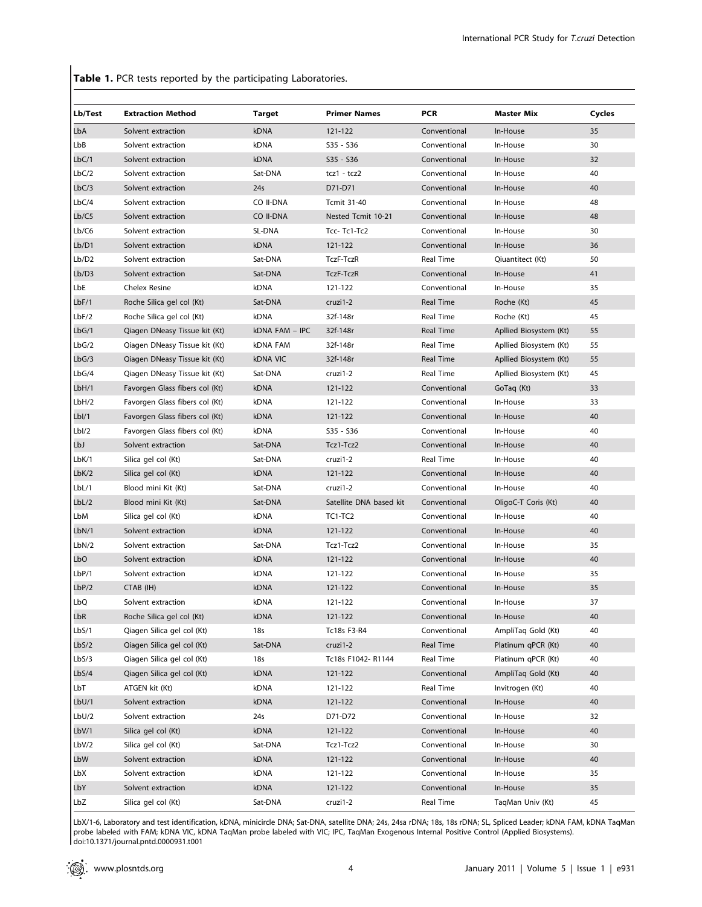**Table 1.** PCR tests reported by the participating Laboratories.

| Lb/Test | Extraction Method | Target | Primer Names | PCR | Master Mix | Cycles |
|---|---|---|---|---|---|---|
| LbA | Solvent extraction | kDNA | 121-122 | Conventional | In-House | 35 |
| LbB | Solvent extraction | kDNA | S35 - S36 | Conventional | In-House | 30 |
| LbC/1 | Solvent extraction | kDNA | S35 - S36 | Conventional | In-House | 32 |
| LbC/2 | Solvent extraction | Sat-DNA | tcz1 - tcz2 | Conventional | In-House | 40 |
| LbC/3 | Solvent extraction | 24s | D71-D71 | Conventional | In-House | 40 |
| LbC/4 | Solvent extraction | CO II-DNA | Tcmit 31-40 | Conventional | In-House | 48 |
| Lb/C5 | Solvent extraction | CO II-DNA | Nested Tcmit 10-21 | Conventional | In-House | 48 |
| Lb/C6 | Solvent extraction | SL-DNA | Tcc- Tc1-Tc2 | Conventional | In-House | 30 |
| Lb/D1 | Solvent extraction | kDNA | 121-122 | Conventional | In-House | 36 |
| Lb/D2 | Solvent extraction | Sat-DNA | TczF-TczR | Real Time | Qiuantitect (Kt) | 50 |
| Lb/D3 | Solvent extraction | Sat-DNA | TczF-TczR | Conventional | In-House | 41 |
| LbE | Chelex Resine | kDNA | 121-122 | Conventional | In-House | 35 |
| LbF/1 | Roche Silica gel col (Kt) | Sat-DNA | cruzi1-2 | Real Time | Roche (Kt) | 45 |
| LbF/2 | Roche Silica gel col (Kt) | kDNA | 32f-148r | Real Time | Roche (Kt) | 45 |
| LbG/1 | Qiagen DNeasy Tissue kit (Kt) | kDNA FAM – IPC | 32f-148r | Real Time | Apllied Biosystem (Kt) | 55 |
| LbG/2 | Qiagen DNeasy Tissue kit (Kt) | kDNA FAM | 32f-148r | Real Time | Apllied Biosystem (Kt) | 55 |
| LbG/3 | Qiagen DNeasy Tissue kit (Kt) | kDNA VIC | 32f-148r | Real Time | Apllied Biosystem (Kt) | 55 |
| LbG/4 | Qiagen DNeasy Tissue kit (Kt) | Sat-DNA | cruzi1-2 | Real Time | Apllied Biosystem (Kt) | 45 |
| LbH/1 | Favorgen Glass fibers col (Kt) | kDNA | 121-122 | Conventional | GoTaq (Kt) | 33 |
| LbH/2 | Favorgen Glass fibers col (Kt) | kDNA | 121-122 | Conventional | In-House | 33 |
| LbI/1 | Favorgen Glass fibers col (Kt) | kDNA | 121-122 | Conventional | In-House | 40 |
| LbI/2 | Favorgen Glass fibers col (Kt) | kDNA | S35 - S36 | Conventional | In-House | 40 |
| LbJ | Solvent extraction | Sat-DNA | Tcz1-Tcz2 | Conventional | In-House | 40 |
| LbK/1 | Silica gel col (Kt) | Sat-DNA | cruzi1-2 | Real Time | In-House | 40 |
| LbK/2 | Silica gel col (Kt) | kDNA | 121-122 | Conventional | In-House | 40 |
| LbL/1 | Blood mini Kit (Kt) | Sat-DNA | cruzi1-2 | Conventional | In-House | 40 |
| LbL/2 | Blood mini Kit (Kt) | Sat-DNA | Satellite DNA based kit | Conventional | OligoC-T Coris (Kt) | 40 |
| LbM | Silica gel col (Kt) | kDNA | TC1-TC2 | Conventional | In-House | 40 |
| LbN/1 | Solvent extraction | kDNA | 121-122 | Conventional | In-House | 40 |
| LbN/2 | Solvent extraction | Sat-DNA | Tcz1-Tcz2 | Conventional | In-House | 35 |
| LbO | Solvent extraction | kDNA | 121-122 | Conventional | In-House | 40 |
| LbP/1 | Solvent extraction | kDNA | 121-122 | Conventional | In-House | 35 |
| LbP/2 | CTAB (IH) | kDNA | 121-122 | Conventional | In-House | 35 |
| LbQ | Solvent extraction | kDNA | 121-122 | Conventional | In-House | 37 |
| LbR | Roche Silica gel col (Kt) | kDNA | 121-122 | Conventional | In-House | 40 |
| LbS/1 | Qiagen Silica gel col (Kt) | 18s | Tc18s F3-R4 | Conventional | AmpliTaq Gold (Kt) | 40 |
| LbS/2 | Qiagen Silica gel col (Kt) | Sat-DNA | cruzi1-2 | Real Time | Platinum qPCR (Kt) | 40 |
| LbS/3 | Qiagen Silica gel col (Kt) | 18s | Tc18s F1042- R1144 | Real Time | Platinum qPCR (Kt) | 40 |
| LbS/4 | Qiagen Silica gel col (Kt) | kDNA | 121-122 | Conventional | AmpliTaq Gold (Kt) | 40 |
| LbT | ATGEN kit (Kt) | kDNA | 121-122 | Real Time | Invitrogen (Kt) | 40 |
| LbU/1 | Solvent extraction | kDNA | 121-122 | Conventional | In-House | 40 |
| LbU/2 | Solvent extraction | 24s | D71-D72 | Conventional | In-House | 32 |
| LbV/1 | Silica gel col (Kt) | kDNA | 121-122 | Conventional | In-House | 40 |
| LbV/2 | Silica gel col (Kt) | Sat-DNA | Tcz1-Tcz2 | Conventional | In-House | 30 |
| LbW | Solvent extraction | kDNA | 121-122 | Conventional | In-House | 40 |
| LbX | Solvent extraction | kDNA | 121-122 | Conventional | In-House | 35 |
| LbY | Solvent extraction | kDNA | 121-122 | Conventional | In-House | 35 |
| LbZ | Silica gel col (Kt) | Sat-DNA | cruzi1-2 | Real Time | TaqMan Univ (Kt) | 45 |

LbX/1-6, Laboratory and test identification, kDNA, minicircle DNA; Sat-DNA, satellite DNA; 24s, 24sa rDNA; 18s, 18s rDNA; SL, Spliced Leader; kDNA FAM, kDNA TaqMan probe labeled with FAM; kDNA VIC, kDNA TaqMan probe labeled with VIC; IPC, TaqMan Exogenous Internal Positive Control (Applied Biosystems).
doi:10.1371/journal.pntd.0000931.t001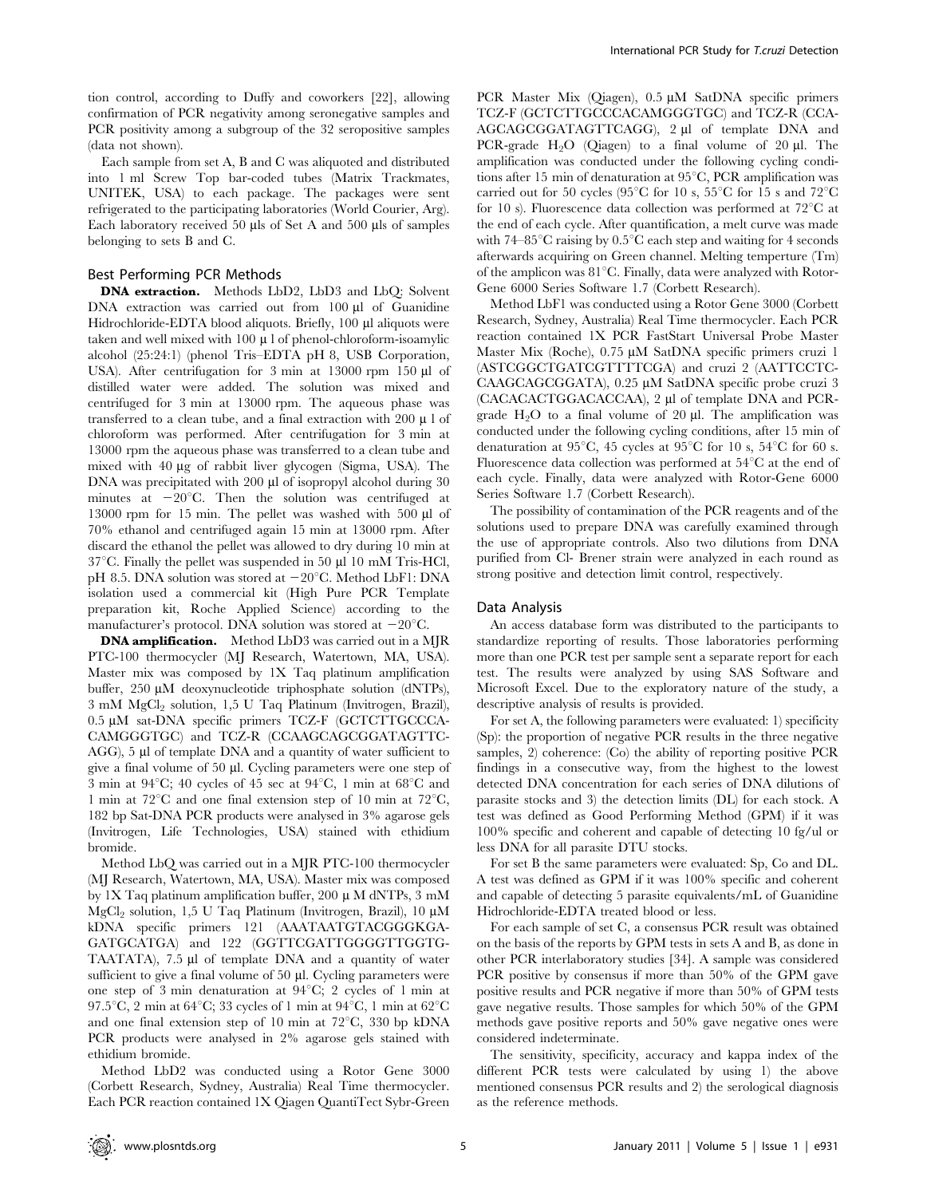tion control, according to Duffy and coworkers [22], allowing confirmation of PCR negativity among seronegative samples and PCR positivity among a subgroup of the 32 seropositive samples (data not shown).

Each sample from set A, B and C was aliquoted and distributed into 1 ml Screw Top bar-coded tubes (Matrix Trackmates, UNITEK, USA) to each package. The packages were sent refrigerated to the participating laboratories (World Courier, Arg). Each laboratory received 50 µls of Set A and 500 µls of samples belonging to sets B and C.

## Best Performing PCR Methods

**DNA extraction.** Methods LbD2, LbD3 and LbQ: Solvent DNA extraction was carried out from 100 µl of Guanidine Hidrochloride-EDTA blood aliquots. Briefly, 100 µl aliquots were taken and well mixed with 100 µ l of phenol-chloroform-isoamylic alcohol (25:24:1) (phenol Tris–EDTA pH 8, USB Corporation, USA). After centrifugation for 3 min at 13000 rpm 150 µl of distilled water were added. The solution was mixed and centrifuged for 3 min at 13000 rpm. The aqueous phase was transferred to a clean tube, and a final extraction with 200 µ l of chloroform was performed. After centrifugation for 3 min at 13000 rpm the aqueous phase was transferred to a clean tube and mixed with 40 µg of rabbit liver glycogen (Sigma, USA). The DNA was precipitated with 200 µl of isopropyl alcohol during 30 minutes at $-20^{\circ}$C. Then the solution was centrifuged at 13000 rpm for 15 min. The pellet was washed with 500 µl of 70% ethanol and centrifuged again 15 min at 13000 rpm. After discard the ethanol the pellet was allowed to dry during 10 min at 37°C. Finally the pellet was suspended in 50 µl 10 mM Tris-HCl, pH 8.5. DNA solution was stored at $-20^{\circ}$C. Method LbF1: DNA isolation used a commercial kit (High Pure PCR Template preparation kit, Roche Applied Science) according to the manufacturer's protocol. DNA solution was stored at $-20^{\circ}$C.

**DNA amplification.** Method LbD3 was carried out in a MJR PTC-100 thermocycler (MJ Research, Watertown, MA, USA). Master mix was composed by 1X Taq platinum amplification buffer, 250 µM deoxynucleotide triphosphate solution (dNTPs), 3 mM $MgCl_2$ solution, 1,5 U Taq Platinum (Invitrogen, Brazil), 0.5 µM sat-DNA specific primers TCZ-F (GCTCTTGCCCA-CAMGGGTGC) and TCZ-R (CCAAGCAGCGGATAGTTC-AGG), 5 µl of template DNA and a quantity of water sufficient to give a final volume of 50 µl. Cycling parameters were one step of 3 min at 94°C; 40 cycles of 45 sec at 94°C, 1 min at 68°C and 1 min at 72°C and one final extension step of 10 min at 72°C, 182 bp Sat-DNA PCR products were analysed in 3% agarose gels (Invitrogen, Life Technologies, USA) stained with ethidium bromide.

Method LbQ was carried out in a MJR PTC-100 thermocycler (MJ Research, Watertown, MA, USA). Master mix was composed by 1X Taq platinum amplification buffer, 200 µ M dNTPs, 3 mM $MgCl_2$ solution, 1,5 U Taq Platinum (Invitrogen, Brazil), 10 µM kDNA specific primers 121 (AAATAATGTACGGGKGA-GATGCATGA) and 122 (GGTTCGATTGGGGTTGGTG-TAATATA), 7.5 µl of template DNA and a quantity of water sufficient to give a final volume of 50 µl. Cycling parameters were one step of 3 min denaturation at 94°C; 2 cycles of 1 min at 97.5°C, 2 min at 64°C; 33 cycles of 1 min at 94°C, 1 min at 62°C and one final extension step of 10 min at 72°C, 330 bp kDNA PCR products were analysed in 2% agarose gels stained with ethidium bromide.

Method LbD2 was conducted using a Rotor Gene 3000 (Corbett Research, Sydney, Australia) Real Time thermocycler. Each PCR reaction contained 1X Qiagen QuantiTect Sybr-Green PCR Master Mix (Qiagen), 0.5 µM SatDNA specific primers TCZ-F (GCTCTTGCCCACAMGGGTGC) and TCZ-R (CCA-AGCAGCGGATAGTTCAGG), 2 µl of template DNA and PCR-grade $H_2O$ (Qiagen) to a final volume of 20 µl. The amplification was conducted under the following cycling conditions after 15 min of denaturation at 95°C, PCR amplification was carried out for 50 cycles (95°C for 10 s, 55°C for 15 s and 72°C for 10 s). Fluorescence data collection was performed at 72°C at the end of each cycle. After quantification, a melt curve was made with 74–85°C raising by 0.5°C each step and waiting for 4 seconds afterwards acquiring on Green channel. Melting temperture (Tm) of the amplicon was 81°C. Finally, data were analyzed with Rotor-Gene 6000 Series Software 1.7 (Corbett Research).

Method LbF1 was conducted using a Rotor Gene 3000 (Corbett Research, Sydney, Australia) Real Time thermocycler. Each PCR reaction contained 1X PCR FastStart Universal Probe Master Master Mix (Roche), 0.75 µM SatDNA specific primers cruzi 1 (ASTCGGCTGATCGTTTTCGA) and cruzi 2 (AATTCCTC-CAAGCAGCGGATA), 0.25 µM SatDNA specific probe cruzi 3 (CACACACTGGACACCAA), 2 µl of template DNA and PCR-grade $H_2O$ to a final volume of 20 µl. The amplification was conducted under the following cycling conditions, after 15 min of denaturation at 95°C, 45 cycles at 95°C for 10 s, 54°C for 60 s. Fluorescence data collection was performed at 54°C at the end of each cycle. Finally, data were analyzed with Rotor-Gene 6000 Series Software 1.7 (Corbett Research).

The possibility of contamination of the PCR reagents and of the solutions used to prepare DNA was carefully examined through the use of appropriate controls. Also two dilutions from DNA purified from Cl- Brener strain were analyzed in each round as strong positive and detection limit control, respectively.

## Data Analysis

An access database form was distributed to the participants to standardize reporting of results. Those laboratories performing more than one PCR test per sample sent a separate report for each test. The results were analyzed by using SAS Software and Microsoft Excel. Due to the exploratory nature of the study, a descriptive analysis of results is provided.

For set A, the following parameters were evaluated: 1) specificity (Sp): the proportion of negative PCR results in the three negative samples, 2) coherence: (Co) the ability of reporting positive PCR findings in a consecutive way, from the highest to the lowest detected DNA concentration for each series of DNA dilutions of parasite stocks and 3) the detection limits (DL) for each stock. A test was defined as Good Performing Method (GPM) if it was 100% specific and coherent and capable of detecting 10 fg/ul or less DNA for all parasite DTU stocks.

For set B the same parameters were evaluated: Sp, Co and DL. A test was defined as GPM if it was 100% specific and coherent and capable of detecting 5 parasite equivalents/mL of Guanidine Hidrochloride-EDTA treated blood or less.

For each sample of set C, a consensus PCR result was obtained on the basis of the reports by GPM tests in sets A and B, as done in other PCR interlaboratory studies [34]. A sample was considered PCR positive by consensus if more than 50% of the GPM gave positive results and PCR negative if more than 50% of GPM tests gave negative results. Those samples for which 50% of the GPM methods gave positive reports and 50% gave negative ones were considered indeterminate.

The sensitivity, specificity, accuracy and kappa index of the different PCR tests were calculated by using 1) the above mentioned consensus PCR results and 2) the serological diagnosis as the reference methods.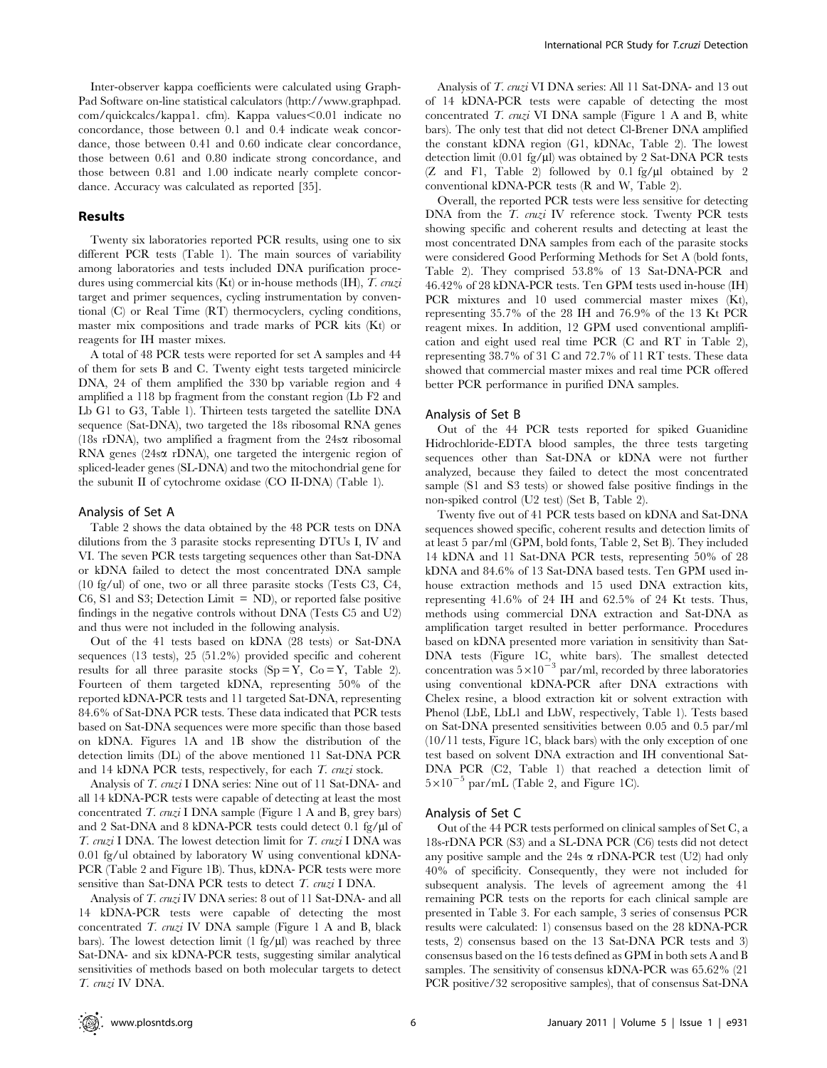Inter-observer kappa coefficients were calculated using GraphPad Software on-line statistical calculators (http://www.graphpad.com/quickcalcs/kappa1. cfm). Kappa values<0.01 indicate no concordance, those between 0.1 and 0.4 indicate weak concordance, those between 0.41 and 0.60 indicate clear concordance, those between 0.61 and 0.80 indicate strong concordance, and those between 0.81 and 1.00 indicate nearly complete concordance. Accuracy was calculated as reported [35].

## Results

Twenty six laboratories reported PCR results, using one to six different PCR tests (Table 1). The main sources of variability among laboratories and tests included DNA purification procedures using commercial kits (Kt) or in-house methods (IH), *T. cruzi* target and primer sequences, cycling instrumentation by conventional (C) or Real Time (RT) thermocyclers, cycling conditions, master mix compositions and trade marks of PCR kits (Kt) or reagents for IH master mixes.

A total of 48 PCR tests were reported for set A samples and 44 of them for sets B and C. Twenty eight tests targeted minicircle DNA, 24 of them amplified the 330 bp variable region and 4 amplified a 118 bp fragment from the constant region (Lb F2 and Lb G1 to G3, Table 1). Thirteen tests targeted the satellite DNA sequence (Sat-DNA), two targeted the 18s ribosomal RNA genes (18s rDNA), two amplified a fragment from the 24s$\alpha$ ribosomal RNA genes (24s$\alpha$ rDNA), one targeted the intergenic region of spliced-leader genes (SL-DNA) and two the mitochondrial gene for the subunit II of cytochrome oxidase (CO II-DNA) (Table 1).

### Analysis of Set A

Table 2 shows the data obtained by the 48 PCR tests on DNA dilutions from the 3 parasite stocks representing DTUs I, IV and VI. The seven PCR tests targeting sequences other than Sat-DNA or kDNA failed to detect the most concentrated DNA sample (10 fg/ul) of one, two or all three parasite stocks (Tests C3, C4, C6, S1 and S3; Detection Limit = ND), or reported false positive findings in the negative controls without DNA (Tests C5 and U2) and thus were not included in the following analysis.

Out of the 41 tests based on kDNA (28 tests) or Sat-DNA sequences (13 tests), 25 (51.2%) provided specific and coherent results for all three parasite stocks (Sp = Y, Co = Y, Table 2). Fourteen of them targeted kDNA, representing 50% of the reported kDNA-PCR tests and 11 targeted Sat-DNA, representing 84.6% of Sat-DNA PCR tests. These data indicated that PCR tests based on Sat-DNA sequences were more specific than those based on kDNA. Figures 1A and 1B show the distribution of the detection limits (DL) of the above mentioned 11 Sat-DNA PCR and 14 kDNA PCR tests, respectively, for each *T. cruzi* stock.

Analysis of *T. cruzi* I DNA series: Nine out of 11 Sat-DNA- and all 14 kDNA-PCR tests were capable of detecting at least the most concentrated *T. cruzi* I DNA sample (Figure 1 A and B, grey bars) and 2 Sat-DNA and 8 kDNA-PCR tests could detect 0.1 fg/µl of *T. cruzi* I DNA. The lowest detection limit for *T. cruzi* I DNA was 0.01 fg/ul obtained by laboratory W using conventional kDNA-PCR (Table 2 and Figure 1B). Thus, kDNA- PCR tests were more sensitive than Sat-DNA PCR tests to detect *T. cruzi* I DNA.

Analysis of *T. cruzi* IV DNA series: 8 out of 11 Sat-DNA- and all 14 kDNA-PCR tests were capable of detecting the most concentrated *T. cruzi* IV DNA sample (Figure 1 A and B, black bars). The lowest detection limit (1 fg/µl) was reached by three Sat-DNA- and six kDNA-PCR tests, suggesting similar analytical sensitivities of methods based on both molecular targets to detect *T. cruzi* IV DNA.

Analysis of *T. cruzi* VI DNA series: All 11 Sat-DNA- and 13 out of 14 kDNA-PCR tests were capable of detecting the most concentrated *T. cruzi* VI DNA sample (Figure 1 A and B, white bars). The only test that did not detect Cl-Brener DNA amplified the constant kDNA region (G1, kDNAc, Table 2). The lowest detection limit (0.01 fg/µl) was obtained by 2 Sat-DNA PCR tests (Z and F1, Table 2) followed by 0.1 fg/µl obtained by 2 conventional kDNA-PCR tests (R and W, Table 2).

Overall, the reported PCR tests were less sensitive for detecting DNA from the *T. cruzi* IV reference stock. Twenty PCR tests showing specific and coherent results and detecting at least the most concentrated DNA samples from each of the parasite stocks were considered Good Performing Methods for Set A (bold fonts, Table 2). They comprised 53.8% of 13 Sat-DNA-PCR and 46.42% of 28 kDNA-PCR tests. Ten GPM tests used in-house (IH) PCR mixtures and 10 used commercial master mixes (Kt), representing 35.7% of the 28 IH and 76.9% of the 13 Kt PCR reagent mixes. In addition, 12 GPM used conventional amplification and eight used real time PCR (C and RT in Table 2), representing 38.7% of 31 C and 72.7% of 11 RT tests. These data showed that commercial master mixes and real time PCR offered better PCR performance in purified DNA samples.

### Analysis of Set B

Out of the 44 PCR tests reported for spiked Guanidine Hidrochloride-EDTA blood samples, the three tests targeting sequences other than Sat-DNA or kDNA were not further analyzed, because they failed to detect the most concentrated sample (S1 and S3 tests) or showed false positive findings in the non-spiked control (U2 test) (Set B, Table 2).

Twenty five out of 41 PCR tests based on kDNA and Sat-DNA sequences showed specific, coherent results and detection limits of at least 5 par/ml (GPM, bold fonts, Table 2, Set B). They included 14 kDNA and 11 Sat-DNA PCR tests, representing 50% of 28 kDNA and 84.6% of 13 Sat-DNA based tests. Ten GPM used in-house extraction methods and 15 used DNA extraction kits, representing 41.6% of 24 IH and 62.5% of 24 Kt tests. Thus, methods using commercial DNA extraction and Sat-DNA as amplification target resulted in better performance. Procedures based on kDNA presented more variation in sensitivity than Sat-DNA tests (Figure 1C, white bars). The smallest detected concentration was $5\times10^{-3}$ par/ml, recorded by three laboratories using conventional kDNA-PCR after DNA extractions with Chelex resine, a blood extraction kit or solvent extraction with Phenol (LbE, LbL1 and LbW, respectively, Table 1). Tests based on Sat-DNA presented sensitivities between 0.05 and 0.5 par/ml (10/11 tests, Figure 1C, black bars) with the only exception of one test based on solvent DNA extraction and IH conventional Sat-DNA PCR (C2, Table 1) that reached a detection limit of $5\times10^{-5}$ par/mL (Table 2, and Figure 1C).

### Analysis of Set C

Out of the 44 PCR tests performed on clinical samples of Set C, a 18s-rDNA PCR (S3) and a SL-DNA PCR (C6) tests did not detect any positive sample and the 24s $\alpha$ rDNA-PCR test (U2) had only 40% of specificity. Consequently, they were not included for subsequent analysis. The levels of agreement among the 41 remaining PCR tests on the reports for each clinical sample are presented in Table 3. For each sample, 3 series of consensus PCR results were calculated: 1) consensus based on the 28 kDNA-PCR tests, 2) consensus based on the 13 Sat-DNA PCR tests and 3) consensus based on the 16 tests defined as GPM in both sets A and B samples. The sensitivity of consensus kDNA-PCR was 65.62% (21 PCR positive/32 seropositive samples), that of consensus Sat-DNA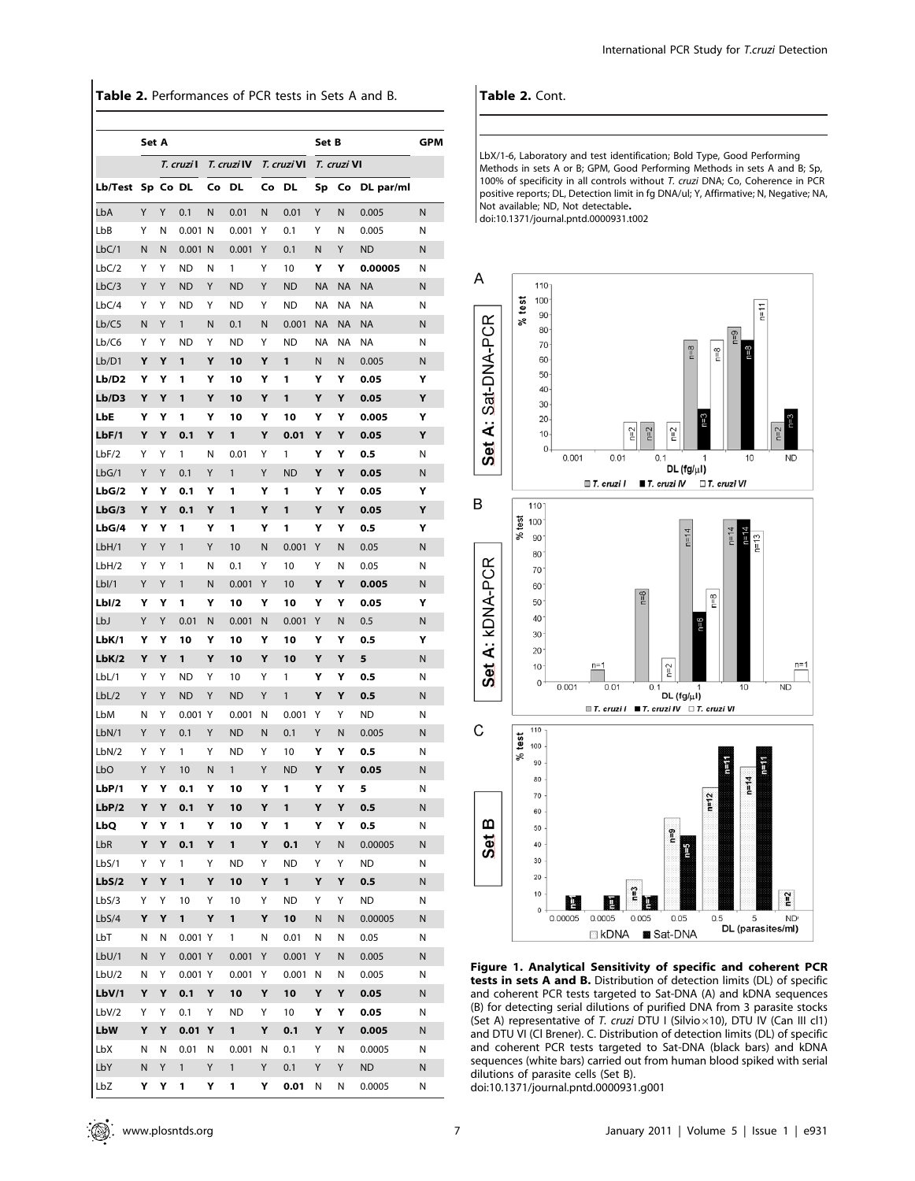**Table 2.** Performances of PCR tests in Sets A and B.

| | Set A | | | | | | | Set B | | | GPM |
|---|---|---|---|---|---|---|---|---|---|---|---|
| | | *T. cruzi* I | | *T. cruzi* IV | | *T. cruzi* VI | | *T. cruzi* VI | | | |
| Lb/Test | Sp | Co | DL | Co | DL | Co | DL | Sp | Co | DL par/ml | |
| LbA | Y | Y | 0.1 | N | 0.01 | N | 0.01 | Y | N | 0.005 | N |
| LbB | Y | N | 0.001 | N | 0.001 | Y | 0.1 | Y | N | 0.005 | N |
| LbC/1 | N | N | 0.001 | N | 0.001 | Y | 0.1 | N | Y | ND | N |
| LbC/2 | Y | Y | ND | N | 1 | Y | 10 | **Y** | **Y** | **0.00005** | N |
| LbC/3 | Y | Y | ND | Y | ND | Y | ND | NA | NA | NA | N |
| LbC/4 | Y | Y | ND | Y | ND | Y | ND | NA | NA | NA | N |
| Lb/C5 | N | Y | 1 | N | 0.1 | N | 0.001 | NA | NA | NA | N |
| Lb/C6 | Y | Y | ND | Y | ND | Y | ND | NA | NA | NA | N |
| **Lb/D1** | **Y** | **Y** | **1** | **Y** | **10** | **Y** | **1** | N | N | 0.005 | N |
| **Lb/D2** | **Y** | **Y** | **1** | **Y** | **10** | **Y** | **1** | **Y** | **Y** | **0.05** | **Y** |
| **Lb/D3** | **Y** | **Y** | **1** | **Y** | **10** | **Y** | **1** | **Y** | **Y** | **0.05** | **Y** |
| **LbE** | **Y** | **Y** | **1** | **Y** | **10** | **Y** | **10** | **Y** | **Y** | **0.005** | **Y** |
| **LbF/1** | **Y** | **Y** | **0.1** | **Y** | **1** | **Y** | **0.01** | **Y** | **Y** | **0.05** | **Y** |
| LbF/2 | Y | Y | 1 | N | 0.01 | Y | 1 | **Y** | **Y** | **0.5** | N |
| LbG/1 | Y | Y | 0.1 | Y | 1 | Y | ND | **Y** | **Y** | **0.05** | N |
| **LbG/2** | **Y** | **Y** | **0.1** | **Y** | **1** | **Y** | **1** | **Y** | **Y** | **0.05** | **Y** |
| **LbG/3** | **Y** | **Y** | **0.1** | **Y** | **1** | **Y** | **1** | **Y** | **Y** | **0.05** | **Y** |
| **LbG/4** | **Y** | **Y** | **1** | **Y** | **1** | **Y** | **1** | **Y** | **Y** | **0.5** | **Y** |
| LbH/1 | Y | Y | 1 | Y | 10 | N | 0.001 | Y | N | 0.05 | N |
| LbH/2 | Y | Y | 1 | N | 0.1 | Y | 10 | Y | N | 0.05 | N |
| LbI/1 | Y | Y | 1 | N | 0.001 | Y | 10 | **Y** | **Y** | **0.005** | N |
| **LbI/2** | **Y** | **Y** | **1** | **Y** | **10** | **Y** | **10** | **Y** | **Y** | **0.05** | **Y** |
| LbJ | Y | Y | 0.01 | N | 0.001 | N | 0.001 | Y | N | 0.5 | N |
| **LbK/1** | **Y** | **Y** | **10** | **Y** | **10** | **Y** | **10** | **Y** | **Y** | **0.5** | **Y** |
| **LbK/2** | **Y** | **Y** | **1** | **Y** | **10** | **Y** | **10** | **Y** | **Y** | **5** | N |
| LbL/1 | Y | Y | ND | Y | 10 | Y | 1 | **Y** | **Y** | **0.5** | N |
| LbL/2 | Y | Y | ND | Y | ND | Y | 1 | **Y** | **Y** | **0.5** | N |
| LbM | N | Y | 0.001 | Y | 0.001 | N | 0.001 | Y | Y | ND | N |
| LbN/1 | Y | Y | 0.1 | Y | ND | N | 0.1 | Y | N | 0.005 | N |
| LbN/2 | Y | Y | 1 | Y | ND | Y | 10 | **Y** | **Y** | **0.5** | N |
| LbO | Y | Y | 10 | N | 1 | Y | ND | **Y** | **Y** | **0.05** | N |
| **LbP/1** | **Y** | **Y** | **0.1** | **Y** | **10** | **Y** | **1** | **Y** | **Y** | **5** | N |
| **LbP/2** | **Y** | **Y** | **0.1** | **Y** | **10** | **Y** | **1** | **Y** | **Y** | **0.5** | N |
| **LbQ** | **Y** | **Y** | **1** | **Y** | **10** | **Y** | **1** | **Y** | **Y** | **0.5** | N |
| LbR | **Y** | **Y** | **0.1** | **Y** | **1** | **Y** | **0.1** | Y | N | 0.00005 | N |
| LbS/1 | Y | Y | 1 | Y | ND | Y | ND | Y | Y | ND | N |
| **LbS/2** | **Y** | **Y** | **1** | **Y** | **10** | **Y** | **1** | **Y** | **Y** | **0.5** | N |
| LbS/3 | Y | Y | 10 | Y | 10 | Y | ND | Y | Y | ND | N |
| **LbS/4** | **Y** | **Y** | **1** | **Y** | **1** | **Y** | **10** | N | N | 0.00005 | N |
| LbT | N | N | 0.001 | Y | 1 | N | 0.01 | N | N | 0.05 | N |
| LbU/1 | N | Y | 0.001 | Y | 0.001 | Y | 0.001 | Y | N | 0.005 | N |
| LbU/2 | N | Y | 0.001 | Y | 0.001 | Y | 0.001 | N | N | 0.005 | N |
| **LbV/1** | **Y** | **Y** | **0.1** | **Y** | **10** | **Y** | **10** | **Y** | **Y** | **0.05** | N |
| LbV/2 | Y | Y | 0.1 | Y | ND | Y | 10 | **Y** | **Y** | **0.05** | N |
| **LbW** | **Y** | **Y** | **0.01** | **Y** | **1** | **Y** | **0.1** | **Y** | **Y** | **0.005** | N |
| LbX | N | N | 0.01 | N | 0.001 | N | 0.1 | Y | N | 0.0005 | N |
| LbY | N | Y | 1 | Y | 1 | Y | 0.1 | Y | Y | ND | N |
| **LbZ** | **Y** | **Y** | **1** | **Y** | **1** | **Y** | **0.01** | N | N | 0.0005 | N |

LbX/1-6, Laboratory and test identification; Bold Type, Good Performing Methods in sets A or B; GPM, Good Performing Methods in sets A and B; Sp, 100% of specificity in all controls without *T. cruzi* DNA; Co, Coherence in PCR positive reports; DL, Detection limit in fg DNA/ul; Y, Affirmative; N, Negative; NA, Not available; ND, Not detectable.

doi:10.1371/journal.pntd.0000931.t002

**Figure 1. Analytical Sensitivity of specific and coherent PCR tests in sets A and B.** Distribution of detection limits (DL) of specific and coherent PCR tests targeted to Sat-DNA (A) and kDNA sequences (B) for detecting serial dilutions of purified DNA from 3 parasite stocks (Set A) representative of *T. cruzi* DTU I (Silvio×10), DTU IV (Can III cl1) and DTU VI (Cl Brener). C. Distribution of detection limits (DL) of specific and coherent PCR tests targeted to Sat-DNA (black bars) and kDNA sequences (white bars) carried out from human blood spiked with serial dilutions of parasite cells (Set B).

doi:10.1371/journal.pntd.0000931.g001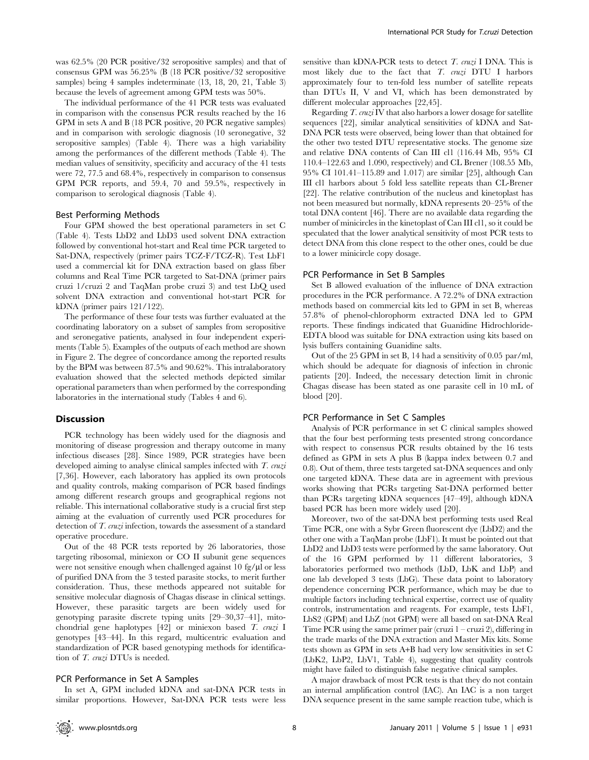was 62.5% (20 PCR positive/32 seropositive samples) and that of consensus GPM was 56.25% (B (18 PCR positive/32 seropositive samples) being 4 samples indeterminate (13, 18, 20, 21, Table 3) because the levels of agreement among GPM tests was 50%.

The individual performance of the 41 PCR tests was evaluated in comparison with the consensus PCR results reached by the 16 GPM in sets A and B (18 PCR positive, 20 PCR negative samples) and in comparison with serologic diagnosis (10 seronegative, 32 seropositive samples) (Table 4). There was a high variability among the performances of the different methods (Table 4). The median values of sensitivity, specificity and accuracy of the 41 tests were 72, 77.5 and 68.4%, respectively in comparison to consensus GPM PCR reports, and 59.4, 70 and 59.5%, respectively in comparison to serological diagnosis (Table 4).

### Best Performing Methods

Four GPM showed the best operational parameters in set C (Table 4). Tests LbD2 and LbD3 used solvent DNA extraction followed by conventional hot-start and Real time PCR targeted to Sat-DNA, respectively (primer pairs TCZ-F/TCZ-R). Test LbF1 used a commercial kit for DNA extraction based on glass fiber columns and Real Time PCR targeted to Sat-DNA (primer pairs cruzi 1/cruzi 2 and TaqMan probe cruzi 3) and test LbQ used solvent DNA extraction and conventional hot-start PCR for kDNA (primer pairs 121/122).

The performance of these four tests was further evaluated at the coordinating laboratory on a subset of samples from seropositive and seronegative patients, analysed in four independent experiments (Table 5). Examples of the outputs of each method are shown in Figure 2. The degree of concordance among the reported results by the BPM was between 87.5% and 90.62%. This intralaboratory evaluation showed that the selected methods depicted similar operational parameters than when performed by the corresponding laboratories in the international study (Tables 4 and 6).

## Discussion

PCR technology has been widely used for the diagnosis and monitoring of disease progression and therapy outcome in many infectious diseases [28]. Since 1989, PCR strategies have been developed aiming to analyse clinical samples infected with *T. cruzi* [7,36]. However, each laboratory has applied its own protocols and quality controls, making comparison of PCR based findings among different research groups and geographical regions not reliable. This international collaborative study is a crucial first step aiming at the evaluation of currently used PCR procedures for detection of *T. cruzi* infection, towards the assessment of a standard operative procedure.

Out of the 48 PCR tests reported by 26 laboratories, those targeting ribosomal, miniexon or CO II subunit gene sequences were not sensitive enough when challenged against 10 fg/µl or less of purified DNA from the 3 tested parasite stocks, to merit further consideration. Thus, these methods appeared not suitable for sensitive molecular diagnosis of Chagas disease in clinical settings. However, these parasitic targets are been widely used for genotyping parasite discrete typing units [29–30,37–41], mitochondrial gene haplotypes [42] or miniexon based *T. cruzi* I genotypes [43–44]. In this regard, multicentric evaluation and standardization of PCR based genotyping methods for identification of *T. cruzi* DTUs is needed.

### PCR Performance in Set A Samples

In set A, GPM included kDNA and sat-DNA PCR tests in similar proportions. However, Sat-DNA PCR tests were less sensitive than kDNA-PCR tests to detect *T. cruzi* I DNA. This is most likely due to the fact that *T. cruzi* DTU I harbors approximately four to ten-fold less number of satellite repeats than DTUs II, V and VI, which has been demonstrated by different molecular approaches [22,45].

Regarding *T. cruzi* IV that also harbors a lower dosage for satellite sequences [22], similar analytical sensitivities of kDNA and Sat-DNA PCR tests were observed, being lower than that obtained for the other two tested DTU representative stocks. The genome size and relative DNA contents of Can III cl1 (116.44 Mb, 95% CI 110.4–122.63 and 1.090, respectively) and CL Brener (108.55 Mb, 95% CI 101.41–115.89 and 1.017) are similar [25], although Can III cl1 harbors about 5 fold less satellite repeats than CL-Brener [22]. The relative contribution of the nucleus and kinetoplast has not been measured but normally, kDNA represents 20–25% of the total DNA content [46]. There are no available data regarding the number of minicircles in the kinetoplast of Can III cl1, so it could be speculated that the lower analytical sensitivity of most PCR tests to detect DNA from this clone respect to the other ones, could be due to a lower minicircle copy dosage.

### PCR Performance in Set B Samples

Set B allowed evaluation of the influence of DNA extraction procedures in the PCR performance. A 72.2% of DNA extraction methods based on commercial kits led to GPM in set B, whereas 57.8% of phenol-chlorophorm extracted DNA led to GPM reports. These findings indicated that Guanidine Hidrochloride-EDTA blood was suitable for DNA extraction using kits based on lysis buffers containing Guanidine salts.

Out of the 25 GPM in set B, 14 had a sensitivity of 0.05 par/ml, which should be adequate for diagnosis of infection in chronic patients [20]. Indeed, the necessary detection limit in chronic Chagas disease has been stated as one parasite cell in 10 mL of blood [20].

### PCR Performance in Set C Samples

Analysis of PCR performance in set C clinical samples showed that the four best performing tests presented strong concordance with respect to consensus PCR results obtained by the 16 tests defined as GPM in sets A plus B (kappa index between 0.7 and 0.8). Out of them, three tests targeted sat-DNA sequences and only one targeted kDNA. These data are in agreement with previous works showing that PCRs targeting Sat-DNA performed better than PCRs targeting kDNA sequences [47–49], although kDNA based PCR has been more widely used [20].

Moreover, two of the sat-DNA best performing tests used Real Time PCR, one with a Sybr Green fluorescent dye (LbD2) and the other one with a TaqMan probe (LbF1). It must be pointed out that LbD2 and LbD3 tests were performed by the same laboratory. Out of the 16 GPM performed by 11 different laboratories, 3 laboratories performed two methods (LbD, LbK and LbP) and one lab developed 3 tests (LbG). These data point to laboratory dependence concerning PCR performance, which may be due to multiple factors including technical expertise, correct use of quality controls, instrumentation and reagents. For example, tests LbF1, LbS2 (GPM) and LbZ (not GPM) were all based on sat-DNA Real Time PCR using the same primer pair (cruzi 1 – cruzi 2), differing in the trade marks of the DNA extraction and Master Mix kits. Some tests shown as GPM in sets A+B had very low sensitivities in set C (LbK2, LbP2, LbV1, Table 4), suggesting that quality controls might have failed to distinguish false negative clinical samples.

A major drawback of most PCR tests is that they do not contain an internal amplification control (IAC). An IAC is a non target DNA sequence present in the same sample reaction tube, which is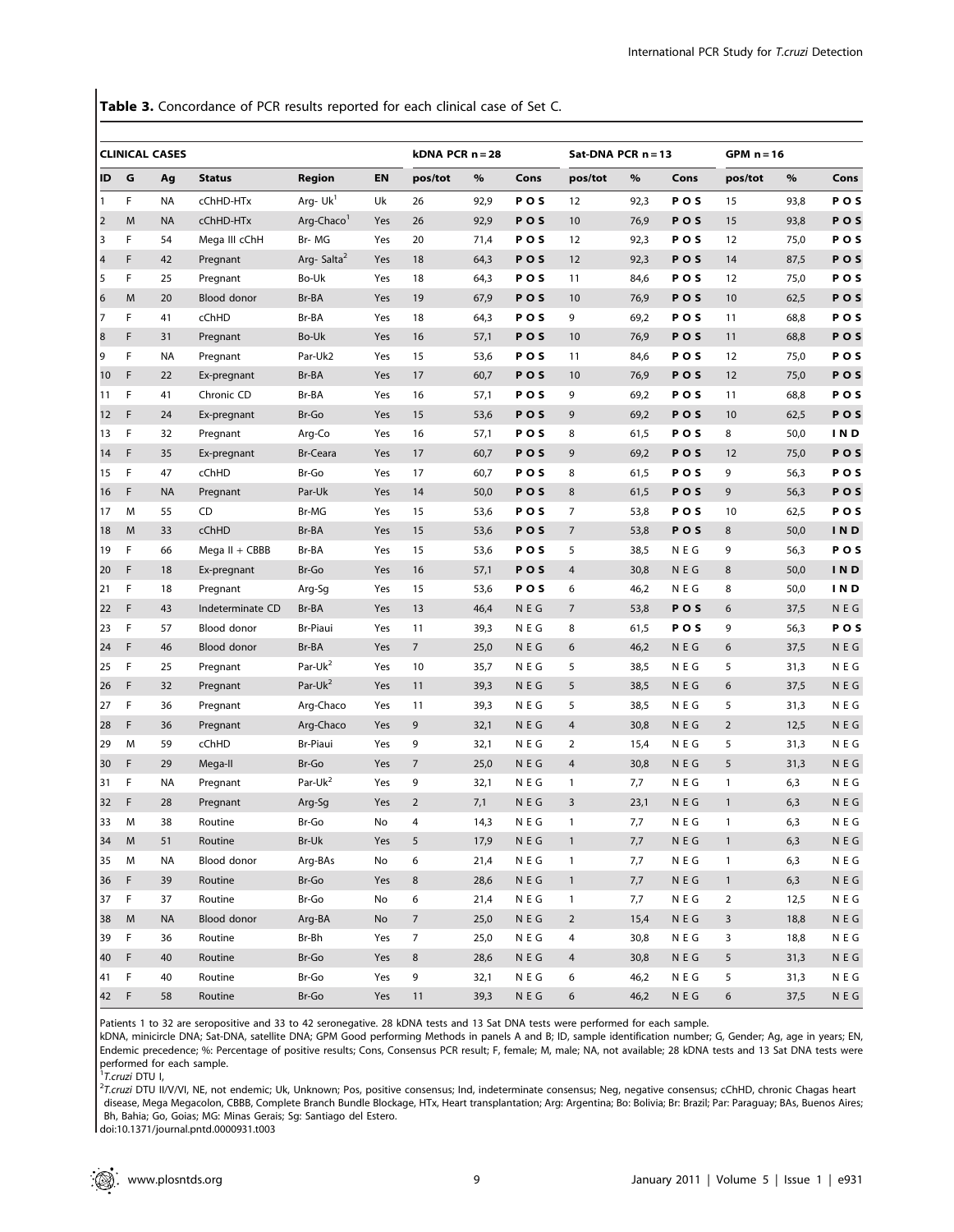**Table 3.** Concordance of PCR results reported for each clinical case of Set C.

| CLINICAL CASES | | | | | | kDNA PCR n = 28 | | | Sat-DNA PCR n = 13 | | | GPM n = 16 | | |
|---|---|---|---|---|---|---|---|---|---|---|---|---|---|---|
| ID | G | Ag | Status | Region | EN | pos/tot | % | Cons | pos/tot | % | Cons | pos/tot | % | Cons |
| 1 | F | NA | cChHD-HTx | Arg- Uk[1] | Uk | 26 | 92,9 | **POS** | 12 | 92,3 | **POS** | 15 | 93,8 | **POS** |
| 2 | M | NA | cChHD-HTx | Arg-Chaco[1] | Yes | 26 | 92,9 | **POS** | 10 | 76,9 | **POS** | 15 | 93,8 | **POS** |
| 3 | F | 54 | Mega III cChH | Br- MG | Yes | 20 | 71,4 | **POS** | 12 | 92,3 | **POS** | 12 | 75,0 | **POS** |
| 4 | F | 42 | Pregnant | Arg- Salta[2] | Yes | 18 | 64,3 | **POS** | 12 | 92,3 | **POS** | 14 | 87,5 | **POS** |
| 5 | F | 25 | Pregnant | Bo-Uk | Yes | 18 | 64,3 | **POS** | 11 | 84,6 | **POS** | 12 | 75,0 | **POS** |
| 6 | M | 20 | Blood donor | Br-BA | Yes | 19 | 67,9 | **POS** | 10 | 76,9 | **POS** | 10 | 62,5 | **POS** |
| 7 | F | 41 | cChHD | Br-BA | Yes | 18 | 64,3 | **POS** | 9 | 69,2 | **POS** | 11 | 68,8 | **POS** |
| 8 | F | 31 | Pregnant | Bo-Uk | Yes | 16 | 57,1 | **POS** | 10 | 76,9 | **POS** | 11 | 68,8 | **POS** |
| 9 | F | NA | Pregnant | Par-Uk2 | Yes | 15 | 53,6 | **POS** | 11 | 84,6 | **POS** | 12 | 75,0 | **POS** |
| 10 | F | 22 | Ex-pregnant | Br-BA | Yes | 17 | 60,7 | **POS** | 10 | 76,9 | **POS** | 12 | 75,0 | **POS** |
| 11 | F | 41 | Chronic CD | Br-BA | Yes | 16 | 57,1 | **POS** | 9 | 69,2 | **POS** | 11 | 68,8 | **POS** |
| 12 | F | 24 | Ex-pregnant | Br-Go | Yes | 15 | 53,6 | **POS** | 9 | 69,2 | **POS** | 10 | 62,5 | **POS** |
| 13 | F | 32 | Pregnant | Arg-Co | Yes | 16 | 57,1 | **POS** | 8 | 61,5 | **POS** | 8 | 50,0 | **IND** |
| 14 | F | 35 | Ex-pregnant | Br-Ceara | Yes | 17 | 60,7 | **POS** | 9 | 69,2 | **POS** | 12 | 75,0 | **POS** |
| 15 | F | 47 | cChHD | Br-Go | Yes | 17 | 60,7 | **POS** | 8 | 61,5 | **POS** | 9 | 56,3 | **POS** |
| 16 | F | NA | Pregnant | Par-Uk | Yes | 14 | 50,0 | **POS** | 8 | 61,5 | **POS** | 9 | 56,3 | **POS** |
| 17 | M | 55 | CD | Br-MG | Yes | 15 | 53,6 | **POS** | 7 | 53,8 | **POS** | 10 | 62,5 | **POS** |
| 18 | M | 33 | cChHD | Br-BA | Yes | 15 | 53,6 | **POS** | 7 | 53,8 | **POS** | 8 | 50,0 | **IND** |
| 19 | F | 66 | Mega II + CBBB | Br-BA | Yes | 15 | 53,6 | **POS** | 5 | 38,5 | NEG | 9 | 56,3 | **POS** |
| 20 | F | 18 | Ex-pregnant | Br-Go | Yes | 16 | 57,1 | **POS** | 4 | 30,8 | NEG | 8 | 50,0 | **IND** |
| 21 | F | 18 | Pregnant | Arg-Sg | Yes | 15 | 53,6 | **POS** | 6 | 46,2 | NEG | 8 | 50,0 | **IND** |
| 22 | F | 43 | Indeterminate CD | Br-BA | Yes | 13 | 46,4 | NEG | 7 | 53,8 | **POS** | 6 | 37,5 | NEG |
| 23 | F | 57 | Blood donor | Br-Piaui | Yes | 11 | 39,3 | NEG | 8 | 61,5 | **POS** | 9 | 56,3 | **POS** |
| 24 | F | 46 | Blood donor | Br-BA | Yes | 7 | 25,0 | NEG | 6 | 46,2 | NEG | 6 | 37,5 | NEG |
| 25 | F | 25 | Pregnant | Par-Uk[2] | Yes | 10 | 35,7 | NEG | 5 | 38,5 | NEG | 5 | 31,3 | NEG |
| 26 | F | 32 | Pregnant | Par-Uk[2] | Yes | 11 | 39,3 | NEG | 5 | 38,5 | NEG | 6 | 37,5 | NEG |
| 27 | F | 36 | Pregnant | Arg-Chaco | Yes | 11 | 39,3 | NEG | 5 | 38,5 | NEG | 5 | 31,3 | NEG |
| 28 | F | 36 | Pregnant | Arg-Chaco | Yes | 9 | 32,1 | NEG | 4 | 30,8 | NEG | 2 | 12,5 | NEG |
| 29 | M | 59 | cChHD | Br-Piaui | Yes | 9 | 32,1 | NEG | 2 | 15,4 | NEG | 5 | 31,3 | NEG |
| 30 | F | 29 | Mega-II | Br-Go | Yes | 7 | 25,0 | NEG | 4 | 30,8 | NEG | 5 | 31,3 | NEG |
| 31 | F | NA | Pregnant | Par-Uk[2] | Yes | 9 | 32,1 | NEG | 1 | 7,7 | NEG | 1 | 6,3 | NEG |
| 32 | F | 28 | Pregnant | Arg-Sg | Yes | 2 | 7,1 | NEG | 3 | 23,1 | NEG | 1 | 6,3 | NEG |
| 33 | M | 38 | Routine | Br-Go | No | 4 | 14,3 | NEG | 1 | 7,7 | NEG | 1 | 6,3 | NEG |
| 34 | M | 51 | Routine | Br-Uk | Yes | 5 | 17,9 | NEG | 1 | 7,7 | NEG | 1 | 6,3 | NEG |
| 35 | M | NA | Blood donor | Arg-BAs | No | 6 | 21,4 | NEG | 1 | 7,7 | NEG | 1 | 6,3 | NEG |
| 36 | F | 39 | Routine | Br-Go | Yes | 8 | 28,6 | NEG | 1 | 7,7 | NEG | 1 | 6,3 | NEG |
| 37 | F | 37 | Routine | Br-Go | No | 6 | 21,4 | NEG | 1 | 7,7 | NEG | 2 | 12,5 | NEG |
| 38 | M | NA | Blood donor | Arg-BA | No | 7 | 25,0 | NEG | 2 | 15,4 | NEG | 3 | 18,8 | NEG |
| 39 | F | 36 | Routine | Br-Bh | Yes | 7 | 25,0 | NEG | 4 | 30,8 | NEG | 3 | 18,8 | NEG |
| 40 | F | 40 | Routine | Br-Go | Yes | 8 | 28,6 | NEG | 4 | 30,8 | NEG | 5 | 31,3 | NEG |
| 41 | F | 40 | Routine | Br-Go | Yes | 9 | 32,1 | NEG | 6 | 46,2 | NEG | 5 | 31,3 | NEG |
| 42 | F | 58 | Routine | Br-Go | Yes | 11 | 39,3 | NEG | 6 | 46,2 | NEG | 6 | 37,5 | NEG |

Patients 1 to 32 are seropositive and 33 to 42 seronegative. 28 kDNA tests and 13 Sat DNA tests were performed for each sample.

kDNA, minicircle DNA; Sat-DNA, satellite DNA; GPM Good performing Methods in panels A and B; ID, sample identification number; G, Gender; Ag, age in years; EN, Endemic precedence; %: Percentage of positive results; Cons, Consensus PCR result; F, female; M, male; NA, not available; 28 kDNA tests and 13 Sat DNA tests were performed for each sample.

[1] *T.cruzi* DTU I,

[2] *T.cruzi* DTU II/V/VI, NE, not endemic; Uk, Unknown; Pos, positive consensus; Ind, indeterminate consensus; Neg, negative consensus; cChHD, chronic Chagas heart disease, Mega Megacolon, CBBB, Complete Branch Bundle Blockage, HTx, Heart transplantation; Arg: Argentina; Bo: Bolivia; Br: Brazil; Par: Paraguay; BAs, Buenos Aires; Bh, Bahia; Go, Goias; MG: Minas Gerais; Sg: Santiago del Estero.

doi:10.1371/journal.pntd.0000931.t003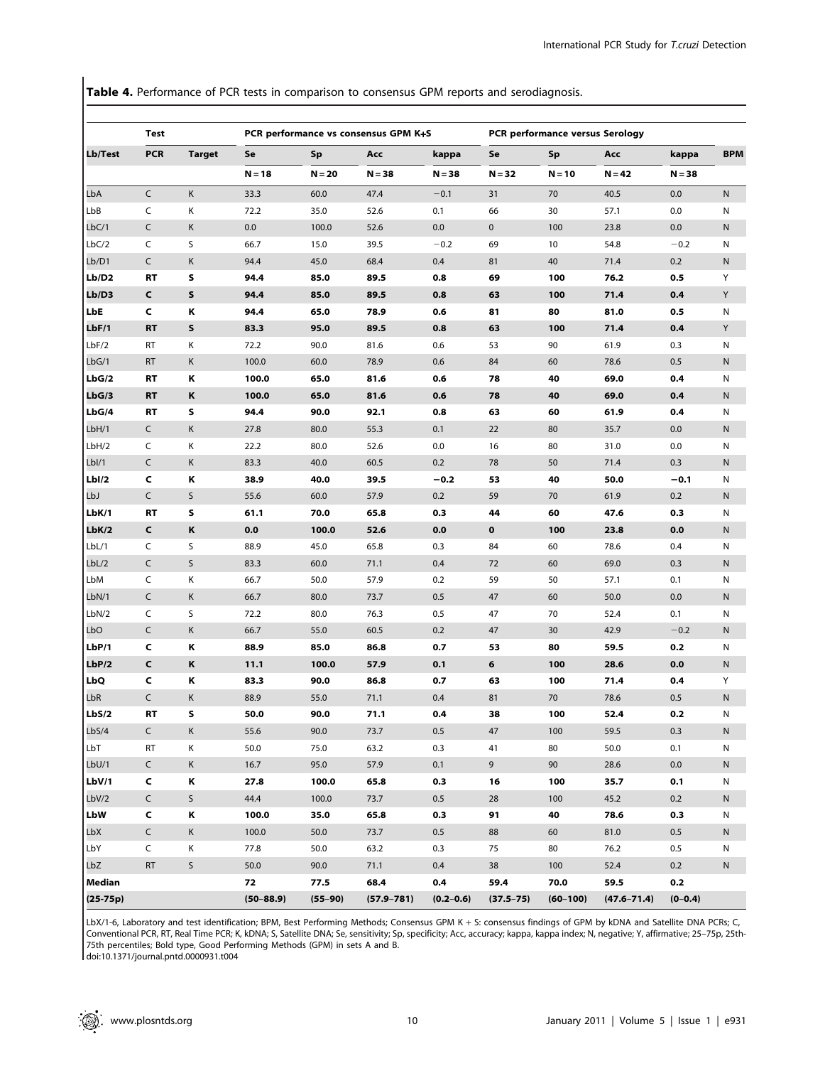**Table 4.** Performance of PCR tests in comparison to consensus GPM reports and serodiagnosis.

| Lb/Test | Test | | PCR performance vs consensus GPM K+S | | | | PCR performance versus Serology | | | | BPM |
|---|---|---|---|---|---|---|---|---|---|---|---|
| | PCR | Target | Se | Sp | Acc | kappa | Se | Sp | Acc | kappa | |
| | | | N = 18 | N = 20 | N = 38 | N = 38 | N = 32 | N = 10 | N = 42 | N = 38 | |
| LbA | C | K | 33.3 | 60.0 | 47.4 | −0.1 | 31 | 70 | 40.5 | 0.0 | N |
| LbB | C | K | 72.2 | 35.0 | 52.6 | 0.1 | 66 | 30 | 57.1 | 0.0 | N |
| LbC/1 | C | K | 0.0 | 100.0 | 52.6 | 0.0 | 0 | 100 | 23.8 | 0.0 | N |
| LbC/2 | C | S | 66.7 | 15.0 | 39.5 | −0.2 | 69 | 10 | 54.8 | −0.2 | N |
| Lb/D1 | C | K | 94.4 | 45.0 | 68.4 | 0.4 | 81 | 40 | 71.4 | 0.2 | N |
| **Lb/D2** | **RT** | **S** | **94.4** | **85.0** | **89.5** | **0.8** | **69** | **100** | **76.2** | **0.5** | Y |
| **Lb/D3** | **C** | **S** | **94.4** | **85.0** | **89.5** | **0.8** | **63** | **100** | **71.4** | **0.4** | Y |
| **LbE** | **C** | **K** | **94.4** | **65.0** | **78.9** | **0.6** | **81** | **80** | **81.0** | **0.5** | N |
| **LbF/1** | **RT** | **S** | **83.3** | **95.0** | **89.5** | **0.8** | **63** | **100** | **71.4** | **0.4** | Y |
| LbF/2 | RT | K | 72.2 | 90.0 | 81.6 | 0.6 | 53 | 90 | 61.9 | 0.3 | N |
| LbG/1 | RT | K | 100.0 | 60.0 | 78.9 | 0.6 | 84 | 60 | 78.6 | 0.5 | N |
| **LbG/2** | **RT** | **K** | **100.0** | **65.0** | **81.6** | **0.6** | **78** | **40** | **69.0** | **0.4** | N |
| **LbG/3** | **RT** | **K** | **100.0** | **65.0** | **81.6** | **0.6** | **78** | **40** | **69.0** | **0.4** | N |
| **LbG/4** | **RT** | **S** | **94.4** | **90.0** | **92.1** | **0.8** | **63** | **60** | **61.9** | **0.4** | N |
| LbH/1 | C | K | 27.8 | 80.0 | 55.3 | 0.1 | 22 | 80 | 35.7 | 0.0 | N |
| LbH/2 | C | K | 22.2 | 80.0 | 52.6 | 0.0 | 16 | 80 | 31.0 | 0.0 | N |
| LbI/1 | C | K | 83.3 | 40.0 | 60.5 | 0.2 | 78 | 50 | 71.4 | 0.3 | N |
| **LbI/2** | **C** | **K** | **38.9** | **40.0** | **39.5** | **−0.2** | **53** | **40** | **50.0** | **−0.1** | N |
| LbJ | C | S | 55.6 | 60.0 | 57.9 | 0.2 | 59 | 70 | 61.9 | 0.2 | N |
| **LbK/1** | **RT** | **S** | **61.1** | **70.0** | **65.8** | **0.3** | **44** | **60** | **47.6** | **0.3** | N |
| **LbK/2** | **C** | **K** | **0.0** | **100.0** | **52.6** | **0.0** | **0** | **100** | **23.8** | **0.0** | N |
| LbL/1 | C | S | 88.9 | 45.0 | 65.8 | 0.3 | 84 | 60 | 78.6 | 0.4 | N |
| LbL/2 | C | S | 83.3 | 60.0 | 71.1 | 0.4 | 72 | 60 | 69.0 | 0.3 | N |
| LbM | C | K | 66.7 | 50.0 | 57.9 | 0.2 | 59 | 50 | 57.1 | 0.1 | N |
| LbN/1 | C | K | 66.7 | 80.0 | 73.7 | 0.5 | 47 | 60 | 50.0 | 0.0 | N |
| LbN/2 | C | S | 72.2 | 80.0 | 76.3 | 0.5 | 47 | 70 | 52.4 | 0.1 | N |
| LbO | C | K | 66.7 | 55.0 | 60.5 | 0.2 | 47 | 30 | 42.9 | −0.2 | N |
| **LbP/1** | **C** | **K** | **88.9** | **85.0** | **86.8** | **0.7** | **53** | **80** | **59.5** | **0.2** | N |
| **LbP/2** | **C** | **K** | **11.1** | **100.0** | **57.9** | **0.1** | **6** | **100** | **28.6** | **0.0** | N |
| **LbQ** | **C** | **K** | **83.3** | **90.0** | **86.8** | **0.7** | **63** | **100** | **71.4** | **0.4** | Y |
| LbR | C | K | 88.9 | 55.0 | 71.1 | 0.4 | 81 | 70 | 78.6 | 0.5 | N |
| **LbS/2** | **RT** | **S** | **50.0** | **90.0** | **71.1** | **0.4** | **38** | **100** | **52.4** | **0.2** | N |
| LbS/4 | C | K | 55.6 | 90.0 | 73.7 | 0.5 | 47 | 100 | 59.5 | 0.3 | N |
| LbT | RT | K | 50.0 | 75.0 | 63.2 | 0.3 | 41 | 80 | 50.0 | 0.1 | N |
| LbU/1 | C | K | 16.7 | 95.0 | 57.9 | 0.1 | 9 | 90 | 28.6 | 0.0 | N |
| **LbV/1** | **C** | **K** | **27.8** | **100.0** | **65.8** | **0.3** | **16** | **100** | **35.7** | **0.1** | N |
| LbV/2 | C | S | 44.4 | 100.0 | 73.7 | 0.5 | 28 | 100 | 45.2 | 0.2 | N |
| **LbW** | **C** | **K** | **100.0** | **35.0** | **65.8** | **0.3** | **91** | **40** | **78.6** | **0.3** | N |
| LbX | C | K | 100.0 | 50.0 | 73.7 | 0.5 | 88 | 60 | 81.0 | 0.5 | N |
| LbY | C | K | 77.8 | 50.0 | 63.2 | 0.3 | 75 | 80 | 76.2 | 0.5 | N |
| LbZ | RT | S | 50.0 | 90.0 | 71.1 | 0.4 | 38 | 100 | 52.4 | 0.2 | N |
| **Median** | | | **72** | **77.5** | **68.4** | **0.4** | **59.4** | **70.0** | **59.5** | **0.2** | |
| **(25-75p)** | | | **(50–88.9)** | **(55–90)** | **(57.9–781)** | **(0.2–0.6)** | **(37.5–75)** | **(60–100)** | **(47.6–71.4)** | **(0–0.4)** | |

LbX/1-6, Laboratory and test identification; BPM, Best Performing Methods; Consensus GPM K + S: consensus findings of GPM by kDNA and Satellite DNA PCRs; C, Conventional PCR, RT, Real Time PCR; K, kDNA; S, Satellite DNA; Se, sensitivity; Sp, specificity; Acc, accuracy; kappa, kappa index; N, negative; Y, affirmative; 25–75p, 25th-75th percentiles; Bold type, Good Performing Methods (GPM) in sets A and B.
doi:10.1371/journal.pntd.0000931.t004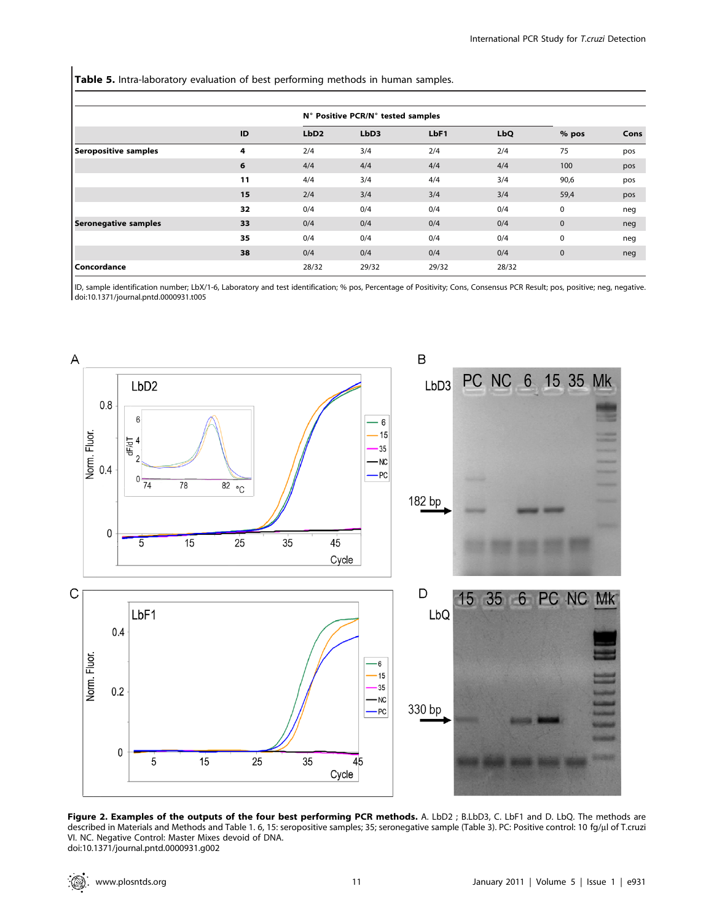**Table 5.** Intra-laboratory evaluation of best performing methods in human samples.

| | ID | N° Positive PCR/N° tested samples | | | | % pos | Cons |
|---|---|---|---|---|---|---|---|
| | | LbD2 | LbD3 | LbF1 | LbQ | | |
| **Seropositive samples** | **4** | 2/4 | 3/4 | 2/4 | 2/4 | 75 | pos |
| | **6** | 4/4 | 4/4 | 4/4 | 4/4 | 100 | pos |
| | **11** | 4/4 | 3/4 | 4/4 | 3/4 | 90,6 | pos |
| | **15** | 2/4 | 3/4 | 3/4 | 3/4 | 59,4 | pos |
| | **32** | 0/4 | 0/4 | 0/4 | 0/4 | 0 | neg |
| **Seronegative samples** | **33** | 0/4 | 0/4 | 0/4 | 0/4 | 0 | neg |
| | **35** | 0/4 | 0/4 | 0/4 | 0/4 | 0 | neg |
| | **38** | 0/4 | 0/4 | 0/4 | 0/4 | 0 | neg |
| **Concordance** | | 28/32 | 29/32 | 29/32 | 28/32 | | |

ID, sample identification number; LbX/1-6, Laboratory and test identification; % pos, Percentage of Positivity; Cons, Consensus PCR Result; pos, positive; neg, negative.
doi:10.1371/journal.pntd.0000931.t005

**Figure 2. Examples of the outputs of the four best performing PCR methods.** A. LbD2 ; B.LbD3, C. LbF1 and D. LbQ. The methods are described in Materials and Methods and Table 1. 6, 15: seropositive samples; 35; seronegative sample (Table 3). PC: Positive control: 10 fg/µl of T.cruzi VI. NC. Negative Control: Master Mixes devoid of DNA.
doi:10.1371/journal.pntd.0000931.g002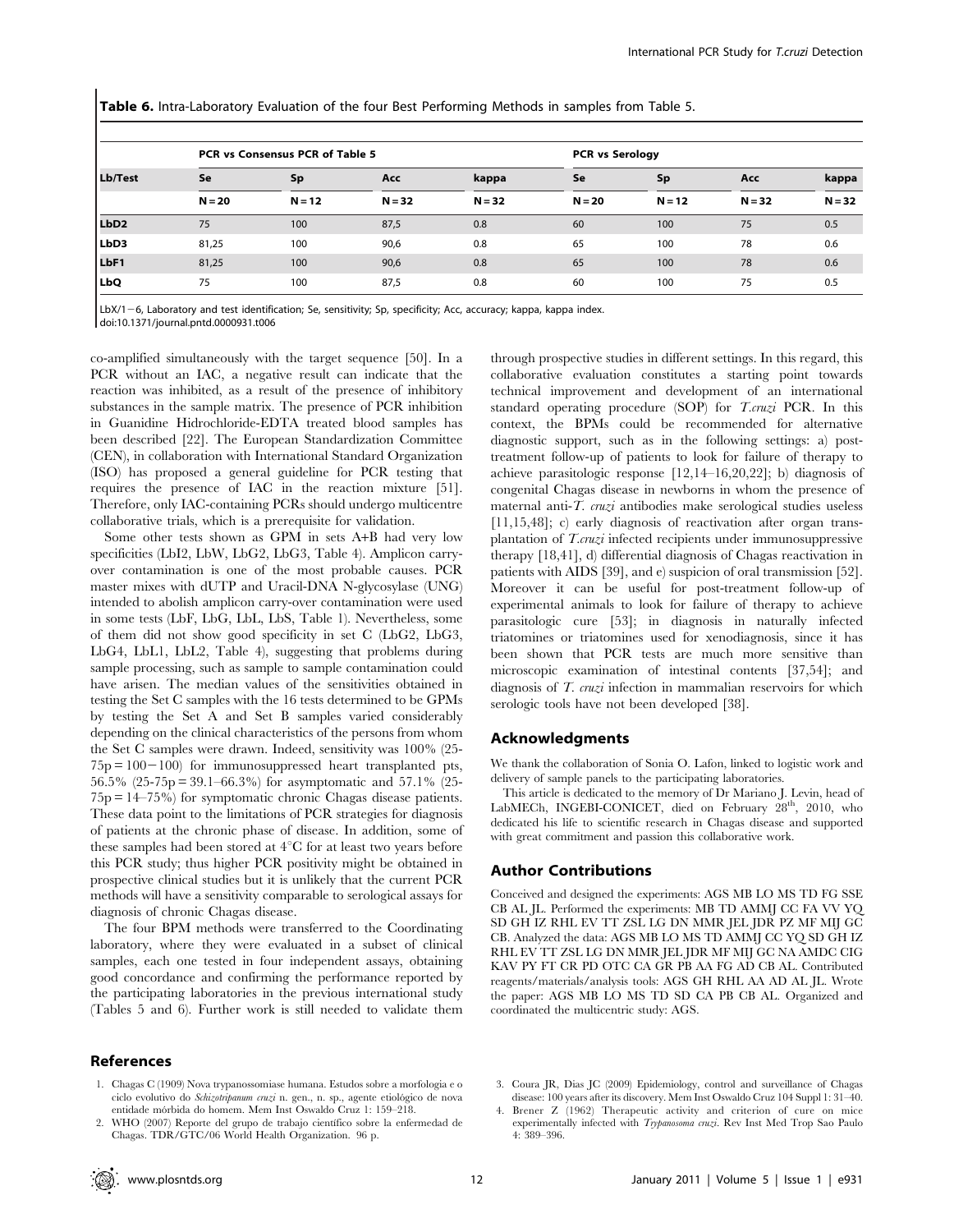**Table 6.** Intra-Laboratory Evaluation of the four Best Performing Methods in samples from Table 5.

| Lb/Test | PCR vs Consensus PCR of Table 5 | | | | PCR vs Serology | | | |
|---|---|---|---|---|---|---|---|---|
| | Se | Sp | Acc | kappa | Se | Sp | Acc | kappa |
| | N = 20 | N = 12 | N = 32 | N = 32 | N = 20 | N = 12 | N = 32 | N = 32 |
| **LbD2** | 75 | 100 | 87,5 | 0.8 | 60 | 100 | 75 | 0.5 |
| **LbD3** | 81,25 | 100 | 90,6 | 0.8 | 65 | 100 | 78 | 0.6 |
| **LbF1** | 81,25 | 100 | 90,6 | 0.8 | 65 | 100 | 78 | 0.6 |
| **LbQ** | 75 | 100 | 87,5 | 0.8 | 60 | 100 | 75 | 0.5 |

LbX/1−6, Laboratory and test identification; Se, sensitivity; Sp, specificity; Acc, accuracy; kappa, kappa index.
doi:10.1371/journal.pntd.0000931.t006

co-amplified simultaneously with the target sequence [50]. In a PCR without an IAC, a negative result can indicate that the reaction was inhibited, as a result of the presence of inhibitory substances in the sample matrix. The presence of PCR inhibition in Guanidine Hidrochloride-EDTA treated blood samples has been described [22]. The European Standardization Committee (CEN), in collaboration with International Standard Organization (ISO) has proposed a general guideline for PCR testing that requires the presence of IAC in the reaction mixture [51]. Therefore, only IAC-containing PCRs should undergo multicentre collaborative trials, which is a prerequisite for validation.

Some other tests shown as GPM in sets A+B had very low specificities (LbI2, LbW, LbG2, LbG3, Table 4). Amplicon carry-over contamination is one of the most probable causes. PCR master mixes with dUTP and Uracil-DNA N-glycosylase (UNG) intended to abolish amplicon carry-over contamination were used in some tests (LbF, LbG, LbL, LbS, Table 1). Nevertheless, some of them did not show good specificity in set C (LbG2, LbG3, LbG4, LbL1, LbL2, Table 4), suggesting that problems during sample processing, such as sample to sample contamination could have arisen. The median values of the sensitivities obtained in testing the Set C samples with the 16 tests determined to be GPMs by testing the Set A and Set B samples varied considerably depending on the clinical characteristics of the persons from whom the Set C samples were drawn. Indeed, sensitivity was 100% (25-75p = 100−100) for immunosuppressed heart transplanted pts, 56.5% (25-75p = 39.1–66.3%) for asymptomatic and 57.1% (25-75p = 14–75%) for symptomatic chronic Chagas disease patients. These data point to the limitations of PCR strategies for diagnosis of patients at the chronic phase of disease. In addition, some of these samples had been stored at 4°C for at least two years before this PCR study; thus higher PCR positivity might be obtained in prospective clinical studies but it is unlikely that the current PCR methods will have a sensitivity comparable to serological assays for diagnosis of chronic Chagas disease.

The four BPM methods were transferred to the Coordinating laboratory, where they were evaluated in a subset of clinical samples, each one tested in four independent assays, obtaining good concordance and confirming the performance reported by the participating laboratories in the previous international study (Tables 5 and 6). Further work is still needed to validate them through prospective studies in different settings. In this regard, this collaborative evaluation constitutes a starting point towards technical improvement and development of an international standard operating procedure (SOP) for *T.cruzi* PCR. In this context, the BPMs could be recommended for alternative diagnostic support, such as in the following settings: a) post-treatment follow-up of patients to look for failure of therapy to achieve parasitologic response [12,14–16,20,22]; b) diagnosis of congenital Chagas disease in newborns in whom the presence of maternal anti-*T. cruzi* antibodies make serological studies useless [11,15,48]; c) early diagnosis of reactivation after organ transplantation of *T.cruzi* infected recipients under immunosuppressive therapy [18,41], d) differential diagnosis of Chagas reactivation in patients with AIDS [39], and e) suspicion of oral transmission [52]. Moreover it can be useful for post-treatment follow-up of experimental animals to look for failure of therapy to achieve parasitologic cure [53]; in diagnosis in naturally infected triatomines or triatomines used for xenodiagnosis, since it has been shown that PCR tests are much more sensitive than microscopic examination of intestinal contents [37,54]; and diagnosis of *T. cruzi* infection in mammalian reservoirs for which serologic tools have not been developed [38].

## Acknowledgments

We thank the collaboration of Sonia O. Lafon, linked to logistic work and delivery of sample panels to the participating laboratories.

This article is dedicated to the memory of Dr Mariano J. Levin, head of LabMECh, INGEBI-CONICET, died on February 28th, 2010, who dedicated his life to scientific research in Chagas disease and supported with great commitment and passion this collaborative work.

## Author Contributions

Conceived and designed the experiments: AGS MB LO MS TD FG SSE CB AL JL. Performed the experiments: MB TD AMMJ CC FA VV YQ SD GH IZ RHL EV TT ZSL LG DN MMR JEL JDR PZ MF MIJ GC CB. Analyzed the data: AGS MB LO MS TD AMMJ CC YQ SD GH IZ RHL EV TT ZSL LG DN MMR JEL JDR MF MIJ GC NA AMDC CIG KAV PY FT CR PD OTC CA GR PB AA FG AD CB AL. Contributed reagents/materials/analysis tools: AGS GH RHL AA AD AL JL. Wrote the paper: AGS MB LO MS TD SD CA PB CB AL. Organized and coordinated the multicentric study: AGS.

## References

1. Chagas C (1909) Nova trypanossomiase humana. Estudos sobre a morfologia e o ciclo evolutivo do *Schizotripanum cruzi* n. gen., n. sp., agente etiológico de nova entidade mórbida do homem. Mem Inst Oswaldo Cruz 1: 159–218.
2. WHO (2007) Reporte del grupo de trabajo científico sobre la enfermedad de Chagas. TDR/GTC/06 World Health Organization. 96 p.
3. Coura JR, Dias JC (2009) Epidemiology, control and surveillance of Chagas disease: 100 years after its discovery. Mem Inst Oswaldo Cruz 104 Suppl 1: 31–40.
4. Brener Z (1962) Therapeutic activity and criterion of cure on mice experimentally infected with *Trypanosoma cruzi*. Rev Inst Med Trop Sao Paulo 4: 389–396.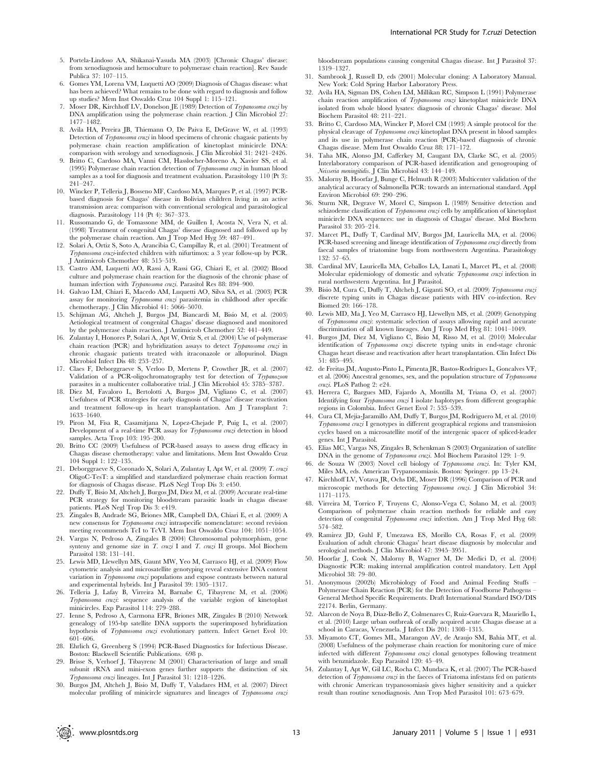5. Portela-Lindoso AA, Shikanai-Yasuda MA (2003) [Chronic Chagas' disease: from xenodiagnosis and hemoculture to polymerase chain reaction]. Rev Saude Publica 37: 107–115.
6. Gomes YM, Lorena VM, Luquetti AO (2009) Diagnosis of Chagas disease: what has been achieved? What remains to be done with regard to diagnosis and follow up studies? Mem Inst Oswaldo Cruz 104 Suppl 1: 115–121.
7. Moser DR, Kirchhoff LV, Donelson JE (1989) Detection of *Trypanosoma cruzi* by DNA amplification using the polymerase chain reaction. J Clin Microbiol 27: 1477–1482.
8. Avila HA, Pereira JB, Thiemann O, De Paiva E, DeGrave W, et al. (1993) Detection of *Trypanosoma cruzi* in blood specimens of chronic chagasic patients by polymerase chain reaction amplification of kinetoplast minicircle DNA: comparison with serology and xenodiagnosis. J Clin Microbiol 31: 2421–2426.
9. Britto C, Cardoso MA, Vanni CM, Hasslocher-Moreno A, Xavier SS, et al. (1995) Polymerase chain reaction detection of *Trypanosoma cruzi* in human blood samples as a tool for diagnosis and treatment evaluation. Parasitology 110 (Pt 3): 241–247.
10. Wincker P, Telleria J, Bosseno MF, Cardoso MA, Marques P, et al. (1997) PCR-based diagnosis for Chagas' disease in Bolivian children living in an active transmission area: comparison with conventional serological and parasitological diagnosis. Parasitology 114 (Pt 4): 367–373.
11. Russomando G, de Tomassone MM, de Guillen I, Acosta N, Vera N, et al. (1998) Treatment of congenital Chagas' disease diagnosed and followed up by the polymerase chain reaction. Am J Trop Med Hyg 59: 487–491.
12. Solari A, Ortiz S, Soto A, Arancibia C, Campillay R, et al. (2001) Treatment of *Trypanosoma cruzi*-infected children with nifurtimox: a 3 year follow-up by PCR. J Antimicrob Chemother 48: 515–519.
13. Castro AM, Luquetti AO, Rassi A, Rassi GG, Chiari E, et al. (2002) Blood culture and polymerase chain reaction for the diagnosis of the chronic phase of human infection with *Trypanosoma cruzi*. Parasitol Res 88: 894–900.
14. Galvao LM, Chiari E, Macedo AM, Luquetti AO, Silva SA, et al. (2003) PCR assay for monitoring *Trypanosoma cruzi* parasitemia in childhood after specific chemotherapy. J Clin Microbiol 41: 5066–5070.
15. Schijman AG, Altcheh J, Burgos JM, Biancardi M, Bisio M, et al. (2003) Aetiological treatment of congenital Chagas' disease diagnosed and monitored by the polymerase chain reaction. J Antimicrob Chemother 52: 441–449.
16. Zulantay I, Honores P, Solari A, Apt W, Ortiz S, et al. (2004) Use of polymerase chain reaction (PCR) and hybridization assays to detect *Trypanosoma cruzi* in chronic chagasic patients treated with itraconazole or allopurinol. Diagn Microbiol Infect Dis 48: 253–257.
17. Claes F, Deborggraeve S, Verloo D, Mertens P, Crowther JR, et al. (2007) Validation of a PCR-oligochromatography test for detection of *Trypanozoon* parasites in a multicenter collaborative trial. J Clin Microbiol 45: 3785–3787.
18. Diez M, Favaloro L, Bertolotti A, Burgos JM, Vigliano C, et al. (2007) Usefulness of PCR strategies for early diagnosis of Chagas' disease reactivation and treatment follow-up in heart transplantation. Am J Transplant 7: 1633–1640.
19. Piron M, Fisa R, Casamitjana N, Lopez-Chejade P, Puig L, et al. (2007) Development of a real-time PCR assay for *Trypanosoma cruzi* detection in blood samples. Acta Trop 103: 195–200.
20. Britto CC (2009) Usefulness of PCR-based assays to assess drug efficacy in Chagas disease chemotherapy: value and limitations. Mem Inst Oswaldo Cruz 104 Suppl 1: 122–135.
21. Deborggraeve S, Coronado X, Solari A, Zulantay I, Apt W, et al. (2009) *T. cruzi* OligoC-TesT: a simplified and standardized polymerase chain reaction format for diagnosis of Chagas disease. PLoS Negl Trop Dis 3: e450.
22. Duffy T, Bisio M, Altcheh J, Burgos JM, Diez M, et al. (2009) Accurate real-time PCR strategy for monitoring bloodstream parasitic loads in chagas disease patients. PLoS Negl Trop Dis 3: e419.
23. Zingales B, Andrade SG, Briones MR, Campbell DA, Chiari E, et al. (2009) A new consensus for *Trypanosoma cruzi* intraspecific nomenclature: second revision meeting recommends TcI to TcVI. Mem Inst Oswaldo Cruz 104: 1051–1054.
24. Vargas N, Pedroso A, Zingales B (2004) Chromosomal polymorphism, gene synteny and genome size in *T. cruzi* I and *T. cruzi* II groups. Mol Biochem Parasitol 138: 131–141.
25. Lewis MD, Llewellyn MS, Gaunt MW, Yeo M, Carrasco HJ, et al. (2009) Flow cytometric analysis and microsatellite genotyping reveal extensive DNA content variation in *Trypanosoma cruzi* populations and expose contrasts between natural and experimental hybrids. Int J Parasitol 39: 1305–1317.
26. Telleria J, Lafay B, Virreira M, Barnabe C, Tibayrenc M, et al. (2006) *Trypanosoma cruzi*: sequence analysis of the variable region of kinetoplast minicircles. Exp Parasitol 114: 279–288.
27. Ienne S, Pedroso A, Carmona EFR, Briones MR, Zingales B (2010) Network genealogy of 195-bp satellite DNA supports the superimposed hybridization hypothesis of *Trypanosoma cruzi* evolutionary pattern. Infect Genet Evol 10: 601–606.
28. Ehrlich G, Greenberg S (1994) PCR-Based Diagnostics for Infectious Disease. Boston: Blackwell Scientific Publications. 698 p.
29. Brisse S, Verhoef J, Tibayrenc M (2001) Characterisation of large and small subunit rRNA and mini-exon genes further supports the distinction of six *Trypanosoma cruzi* lineages. Int J Parasitol 31: 1218–1226.
30. Burgos JM, Altcheh J, Bisio M, Duffy T, Valadares HM, et al. (2007) Direct molecular profiling of minicircle signatures and lineages of *Trypanosoma cruzi* bloodstream populations causing congenital Chagas disease. Int J Parasitol 37: 1319–1327.
31. Sambrook J, Russell D, eds (2001) Molecular cloning: A Laboratory Manual. New York: Cold Spring Harbor Laboratory Press.
32. Avila HA, Sigman DS, Cohen LM, Millikan RC, Simpson L (1991) Polymerase chain reaction amplification of *Trypanosoma cruzi* kinetoplast minicircle DNA isolated from whole blood lysates: diagnosis of chronic Chagas' disease. Mol Biochem Parasitol 48: 211–221.
33. Britto C, Cardoso MA, Wincker P, Morel CM (1993) A simple protocol for the physical cleavage of *Trypanosoma cruzi* kinetoplast DNA present in blood samples and its use in polymerase chain reaction (PCR)-based diagnosis of chronic Chagas disease. Mem Inst Oswaldo Cruz 88: 171–172.
34. Taha MK, Alonso JM, Cafferkey M, Caugant DA, Clarke SC, et al. (2005) Interlaboratory comparison of PCR-based identification and genogrouping of *Neisseria meningitidis*. J Clin Microbiol 43: 144–149.
35. Malorny B, Hoorfar J, Bunge C, Helmuth R (2003) Multicenter validation of the analytical accuracy of Salmonella PCR: towards an international standard. Appl Environ Microbiol 69: 290–296.
36. Sturm NR, Degrave W, Morel C, Simpson L (1989) Sensitive detection and schizodeme classification of *Trypanosoma cruzi* cells by amplification of kinetoplast minicircle DNA sequences: use in diagnosis of Chagas' disease. Mol Biochem Parasitol 33: 205–214.
37. Marcet PL, Duffy T, Cardinal MV, Burgos JM, Lauricella MA, et al. (2006) PCR-based screening and lineage identification of *Trypanosoma cruzi* directly from faecal samples of triatomine bugs from northwestern Argentina. Parasitology 132: 57–65.
38. Cardinal MV, Lauricella MA, Ceballos LA, Lanati L, Marcet PL, et al. (2008) Molecular epidemiology of domestic and sylvatic *Trypanosoma cruzi* infection in rural northwestern Argentina. Int J Parasitol.
39. Bisio M, Cura C, Duffy T, Altcheh J, Giganti SO, et al. (2009) *Trypanosoma cruzi* discrete typing units in Chagas disease patients with HIV co-infection. Rev Biomed 20: 166–178.
40. Lewis MD, Ma J, Yeo M, Carrasco HJ, Llewellyn MS, et al. (2009) Genotyping of *Trypanosoma cruzi*: systematic selection of assays allowing rapid and accurate discrimination of all known lineages. Am J Trop Med Hyg 81: 1041–1049.
41. Burgos JM, Diez M, Vigliano C, Bisio M, Risso M, et al. (2010) Molecular identification of *Trypanosoma cruzi* discrete typing units in end-stage chronic Chagas heart disease and reactivation after heart transplantation. Clin Infect Dis 51: 485–495.
42. de Freitas JM, Augusto-Pinto L, Pimenta JR, Bastos-Rodrigues L, Goncalves VF, et al. (2006) Ancestral genomes, sex, and the population structure of *Trypanosoma cruzi*. PLoS Pathog 2: e24.
43. Herrera C, Bargues MD, Fajardo A, Montilla M, Triana O, et al. (2007) Identifying four *Trypanosoma cruzi* I isolate haplotypes from different geographic regions in Colombia. Infect Genet Evol 7: 535–539.
44. Cura CI, Mejia-Jaramillo AM, Duffy T, Burgos JM, Rodriguero M, et al. (2010) *Trypanosoma cruzi* I genotypes in different geographical regions and transmission cycles based on a microsatellite motif of the intergenic spacer of spliced-leader genes. Int J Parasitol.
45. Elias MC, Vargas NS, Zingales B, Schenkman S (2003) Organization of satellite DNA in the genome of *Trypanosoma cruzi*. Mol Biochem Parasitol 129: 1–9.
46. de Souza W (2003) Novel cell biology of *Trypanosoma cruzi*. In: Tyler KM, Miles MA, eds. American Trypanosomiasis. Boston: Springer. pp 13–24.
47. Kirchhoff LV, Votava JR, Ochs DE, Moser DR (1996) Comparison of PCR and microscopic methods for detecting *Trypanosoma cruzi*. J Clin Microbiol 34: 1171–1175.
48. Virreira M, Torrico F, Truyens C, Alonso-Vega C, Solano M, et al. (2003) Comparison of polymerase chain reaction methods for reliable and easy detection of congenital *Trypanosoma cruzi* infection. Am J Trop Med Hyg 68: 574–582.
49. Ramirez JD, Guhl F, Umezawa ES, Morillo CA, Rosas F, et al. (2009) Evaluation of adult chronic Chagas' heart disease diagnosis by molecular and serological methods. J Clin Microbiol 47: 3945–3951.
50. Hoorfar J, Cook N, Malorny B, Wagner M, De Medici D, et al. (2004) Diagnostic PCR: making internal amplification control mandatory. Lett Appl Microbiol 38: 79–80.
51. Anonymous (2002b) Microbiology of Food and Animal Feeding Stuffs – Polymerase Chain Reaction (PCR) for the Detection of Foodborne Pathogens – General Method Specific Requirements. Draft International Standard ISO/DIS 22174. Berlin, Germany.
52. Alarcon de Noya B, Diaz-Bello Z, Colmenares C, Ruiz-Guevara R, Mauriello L, et al. (2010) Large urban outbreak of orally acquired acute Chagas disease at a school in Caracas, Venezuela. J Infect Dis 201: 1308–1315.
53. Miyamoto CT, Gomes ML, Marangon AV, de Araujo SM, Bahia MT, et al. (2008) Usefulness of the polymerase chain reaction for monitoring cure of mice infected with different *Trypanosoma cruzi* clonal genotypes following treatment with benznidazole. Exp Parasitol 120: 45–49.
54. Zulantay I, Apt W, Gil LC, Rocha C, Mundaca K, et al. (2007) The PCR-based detection of *Trypanosoma cruzi* in the faeces of Triatoma infestans fed on patients with chronic American trypanosomiasis gives higher sensitivity and a quicker result than routine xenodiagnosis. Ann Trop Med Parasitol 101: 673–679.